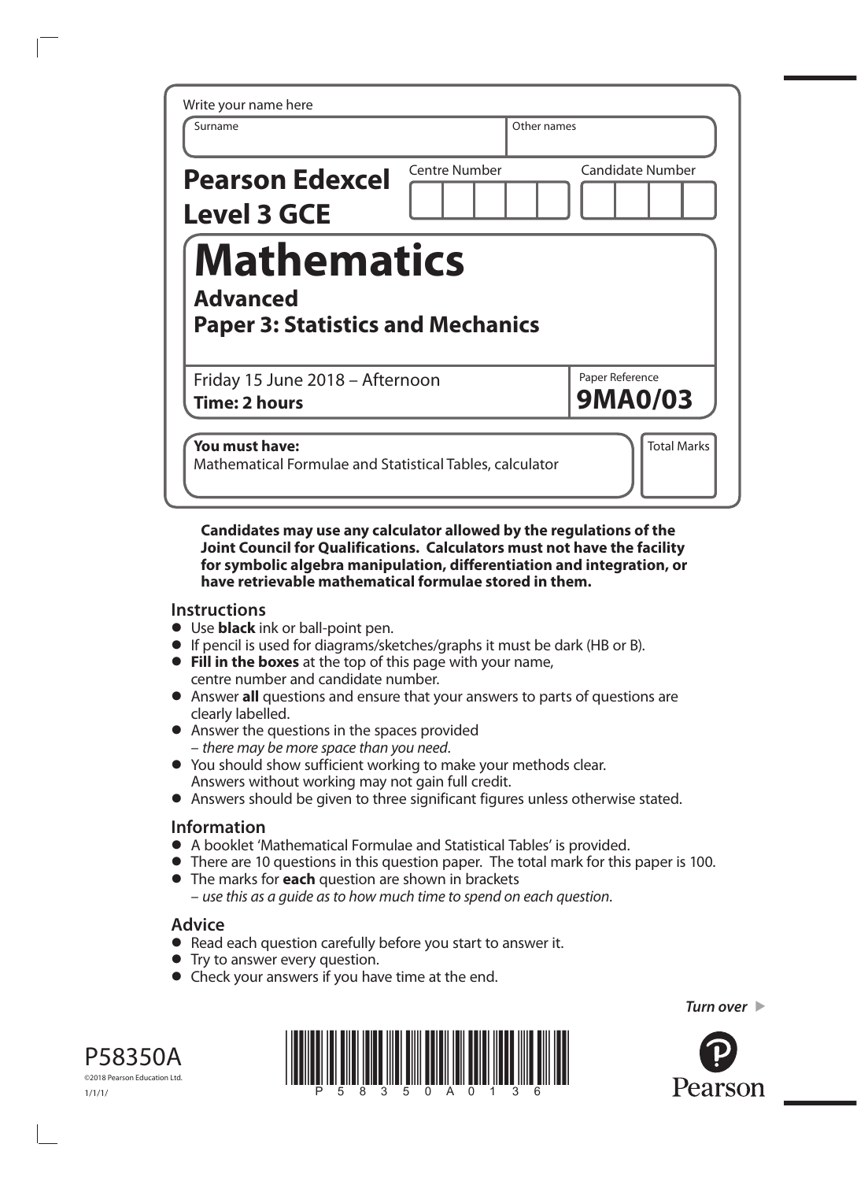Write your name here

| Surname | Other names |
| --- | --- |
| | |

**Pearson Edexcel Level 3 GCE**

| Centre Number | Candidate Number |
| --- | --- |
| | |

# Mathematics

## Advanced

## Paper 3: Statistics and Mechanics

Friday 15 June 2018 – Afternoon
**Time: 2 hours**

Paper Reference
**9MA0/03**

**You must have:**
Mathematical Formulae and Statistical Tables, calculator

Total Marks

**Candidates may use any calculator allowed by the regulations of the Joint Council for Qualifications. Calculators must not have the facility for symbolic algebra manipulation, differentiation and integration, or have retrievable mathematical formulae stored in them.**

## Instructions

- Use **black** ink or ball-point pen.
- If pencil is used for diagrams/sketches/graphs it must be dark (HB or B).
- **Fill in the boxes** at the top of this page with your name, centre number and candidate number.
- Answer **all** questions and ensure that your answers to parts of questions are clearly labelled.
- Answer the questions in the spaces provided – *there may be more space than you need*.
- You should show sufficient working to make your methods clear. Answers without working may not gain full credit.
- Answers should be given to three significant figures unless otherwise stated.

## Information

- A booklet 'Mathematical Formulae and Statistical Tables' is provided.
- There are 10 questions in this question paper. The total mark for this paper is 100.
- The marks for **each** question are shown in brackets – *use this as a guide as to how much time to spend on each question*.

## Advice

- Read each question carefully before you start to answer it.
- Try to answer every question.
- Check your answers if you have time at the end.

*Turn over*

P58350A
©2018 Pearson Education Ltd.
1/1/1/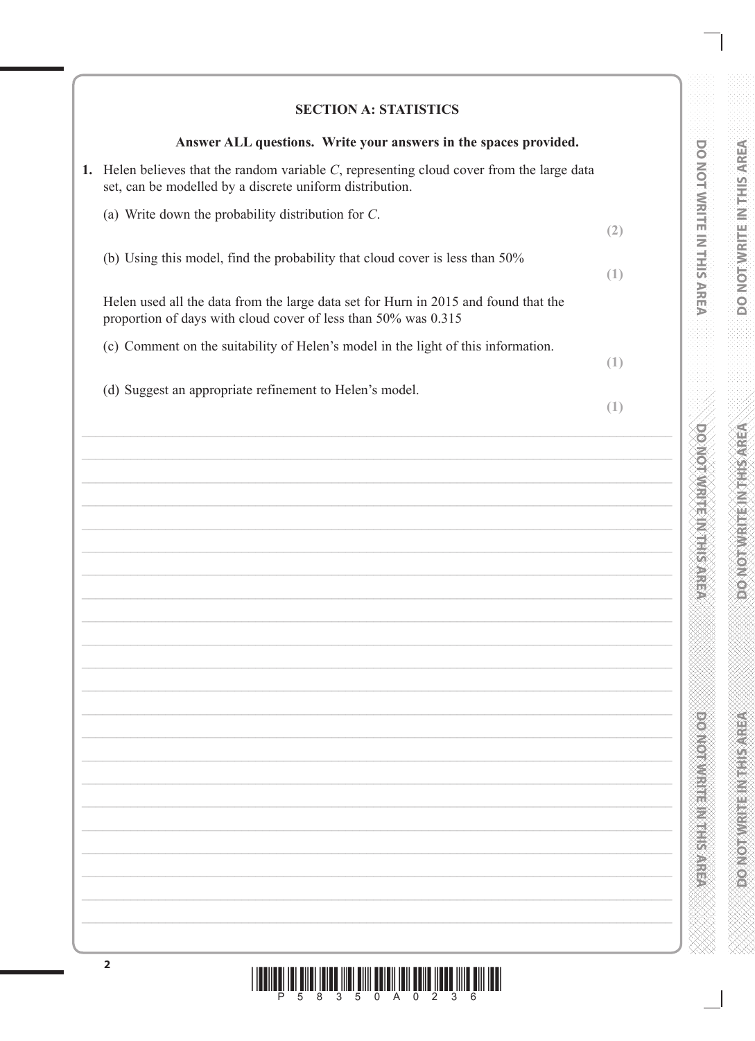## SECTION A: STATISTICS

**Answer ALL questions. Write your answers in the spaces provided.**

1. Helen believes that the random variable $C$, representing cloud cover from the large data set, can be modelled by a discrete uniform distribution.

   (a) Write down the probability distribution for $C$.
   **(2)**

   (b) Using this model, find the probability that cloud cover is less than 50%
   **(1)**

   Helen used all the data from the large data set for Hurn in 2015 and found that the proportion of days with cloud cover of less than 50% was 0.315

   (c) Comment on the suitability of Helen's model in the light of this information.
   **(1)**

   (d) Suggest an appropriate refinement to Helen's model.
   **(1)**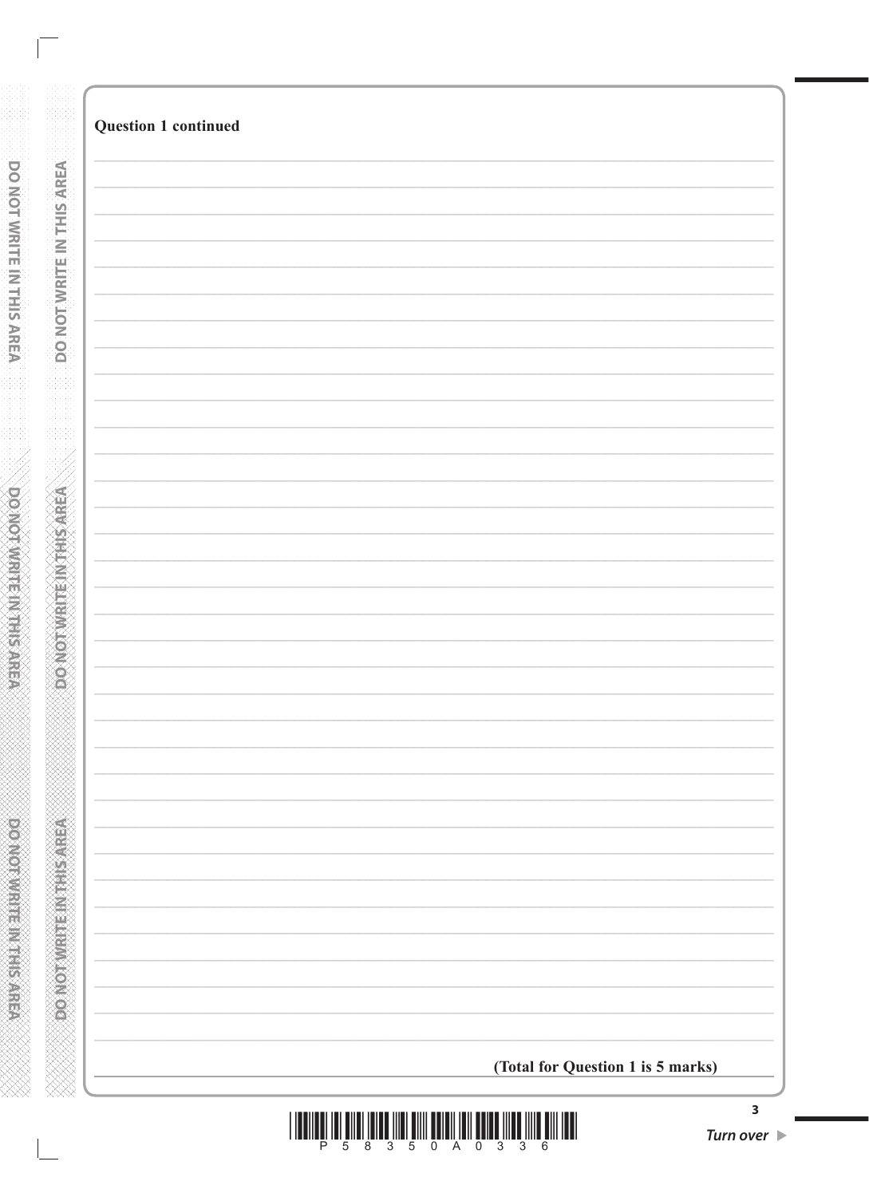**Question 1 continued**

**(Total for Question 1 is 5 marks)**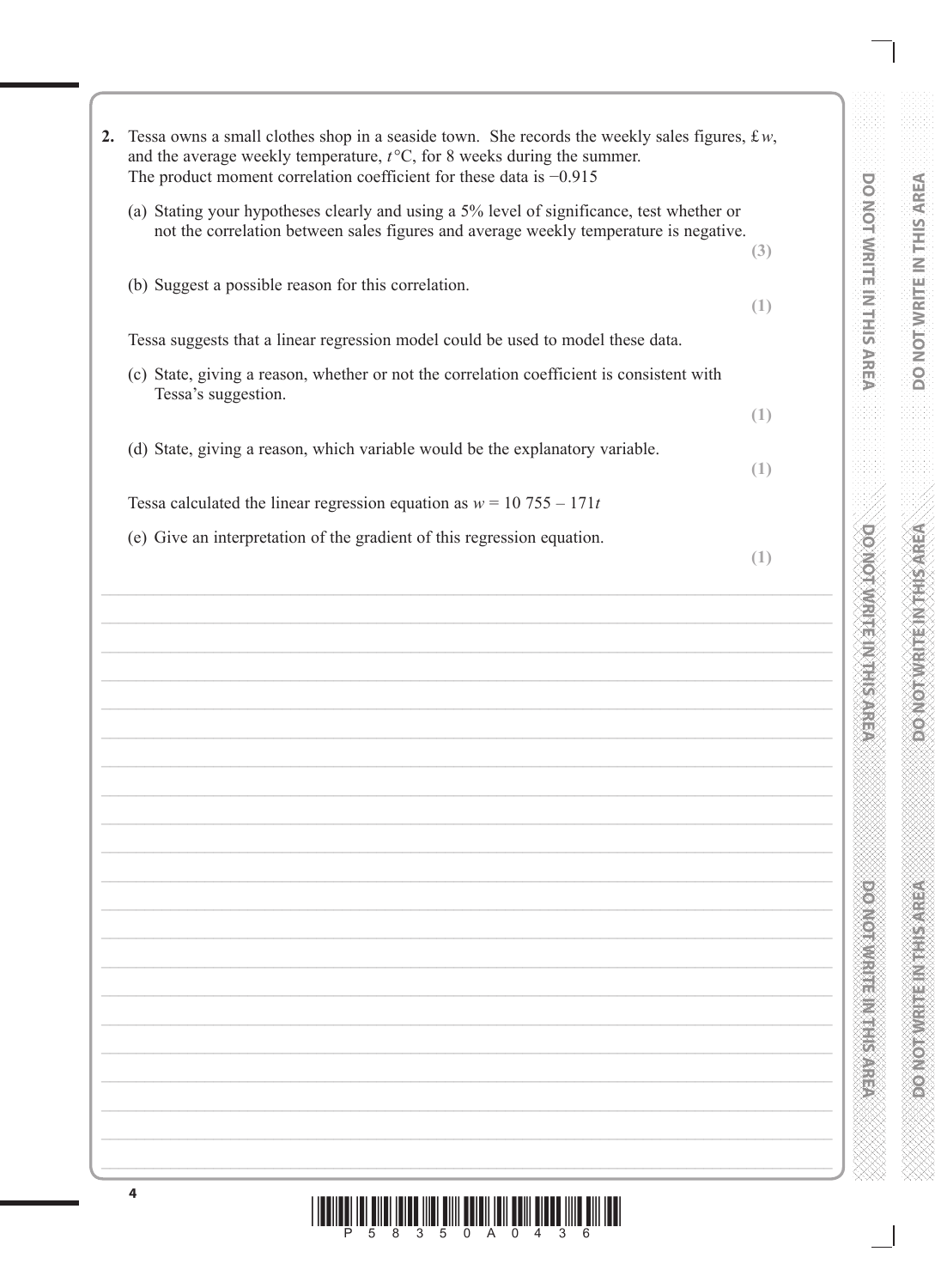**2.** Tessa owns a small clothes shop in a seaside town. She records the weekly sales figures, £ $w$, and the average weekly temperature, $t$ °C, for 8 weeks during the summer.
The product moment correlation coefficient for these data is $-0.915$

(a) Stating your hypotheses clearly and using a 5% level of significance, test whether or not the correlation between sales figures and average weekly temperature is negative.
**(3)**

(b) Suggest a possible reason for this correlation.
**(1)**

Tessa suggests that a linear regression model could be used to model these data.

(c) State, giving a reason, whether or not the correlation coefficient is consistent with Tessa's suggestion.
**(1)**

(d) State, giving a reason, which variable would be the explanatory variable.
**(1)**

Tessa calculated the linear regression equation as $w = 10\,755 - 171t$

(e) Give an interpretation of the gradient of this regression equation.
**(1)**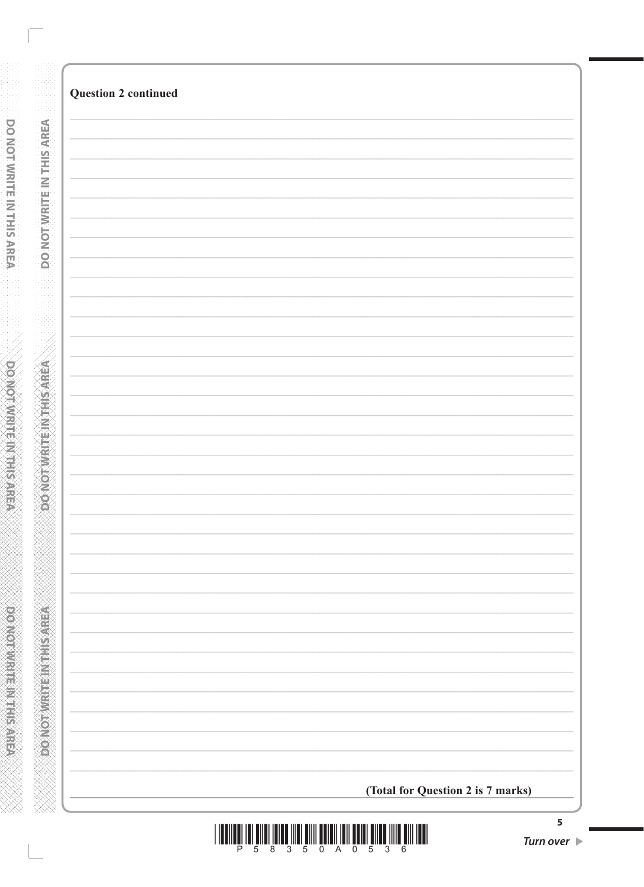**Question 2 continued**

**(Total for Question 2 is 7 marks)**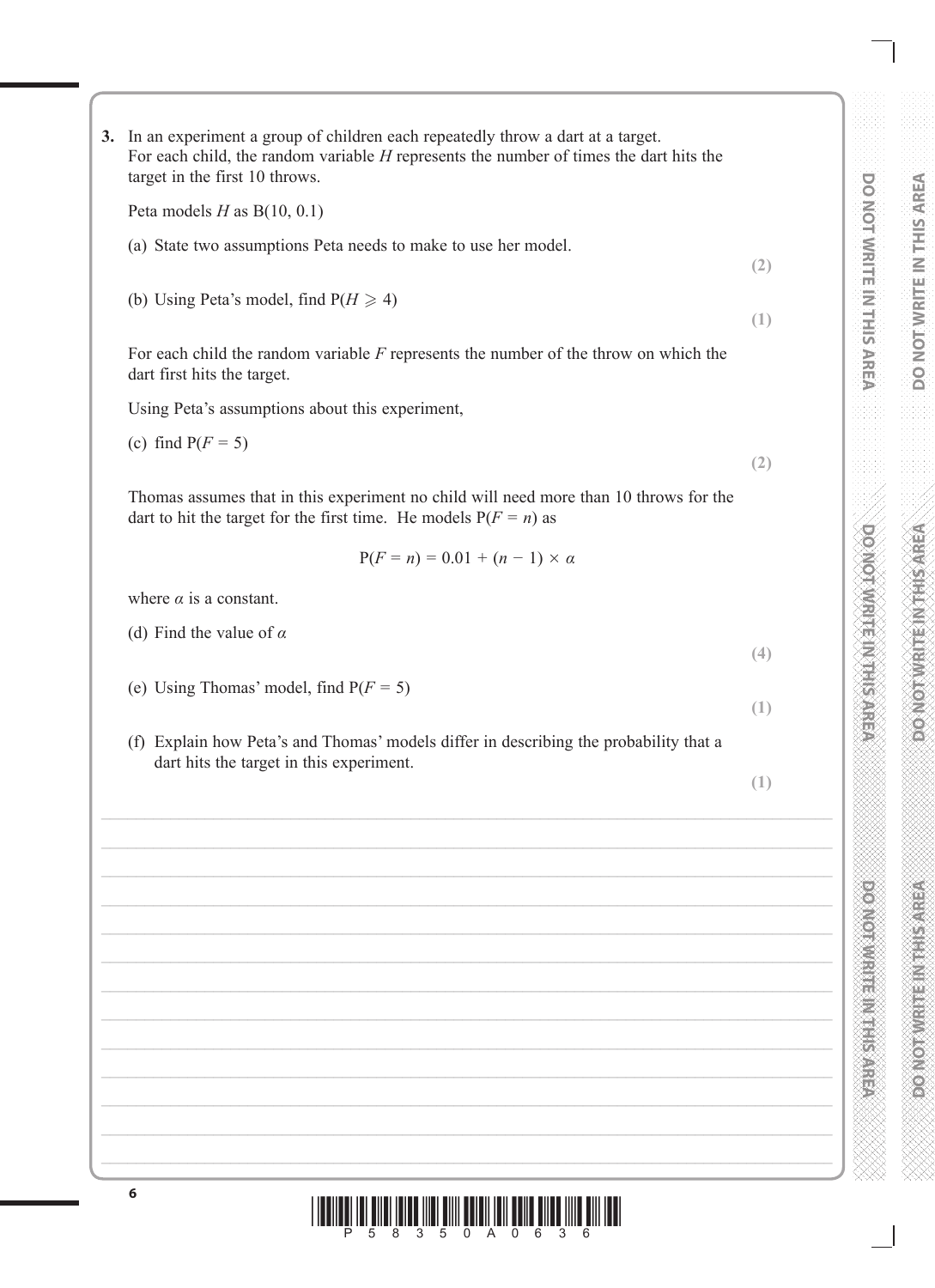**3.** In an experiment a group of children each repeatedly throw a dart at a target. For each child, the random variable $H$ represents the number of times the dart hits the target in the first 10 throws.

Peta models $H$ as $B(10, 0.1)$

(a) State two assumptions Peta needs to make to use her model. **(2)**

(b) Using Peta's model, find $P(H \geqslant 4)$ **(1)**

For each child the random variable $F$ represents the number of the throw on which the dart first hits the target.

Using Peta's assumptions about this experiment,

(c) find $P(F = 5)$ **(2)**

Thomas assumes that in this experiment no child will need more than 10 throws for the dart to hit the target for the first time. He models $P(F = n)$ as

$$P(F = n) = 0.01 + (n - 1) \times \alpha$$

where $\alpha$ is a constant.

(d) Find the value of $\alpha$ **(4)**

(e) Using Thomas' model, find $P(F = 5)$ **(1)**

(f) Explain how Peta's and Thomas' models differ in describing the probability that a dart hits the target in this experiment. **(1)**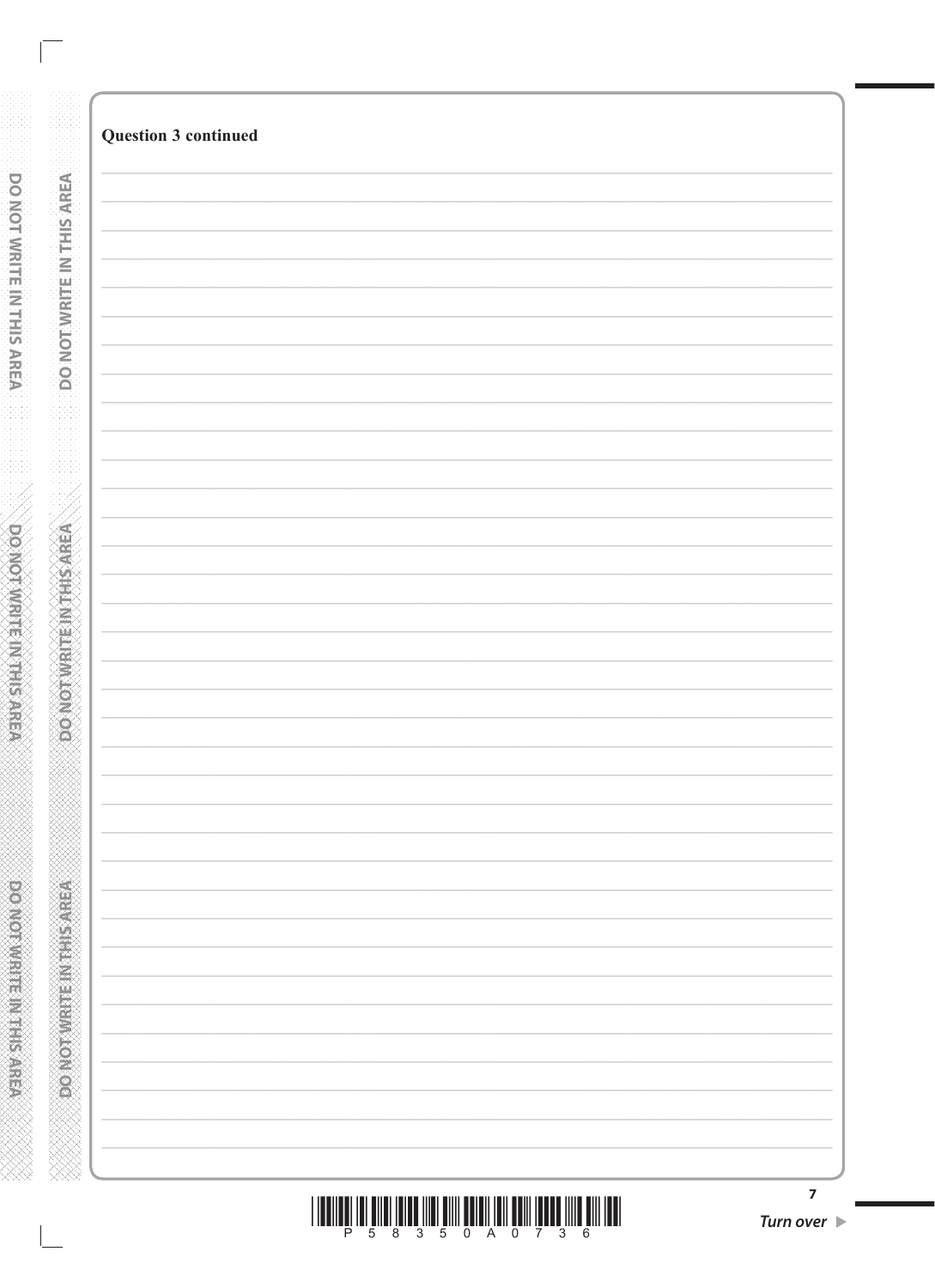**Question 3 continued**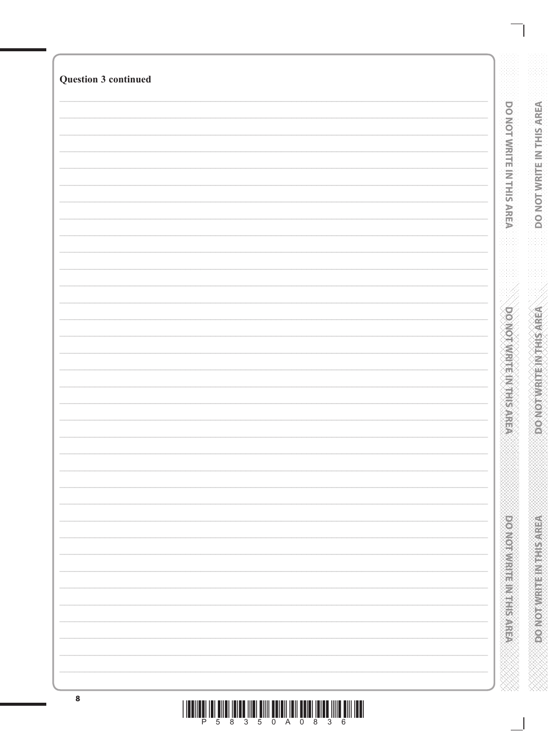**Question 3 continued**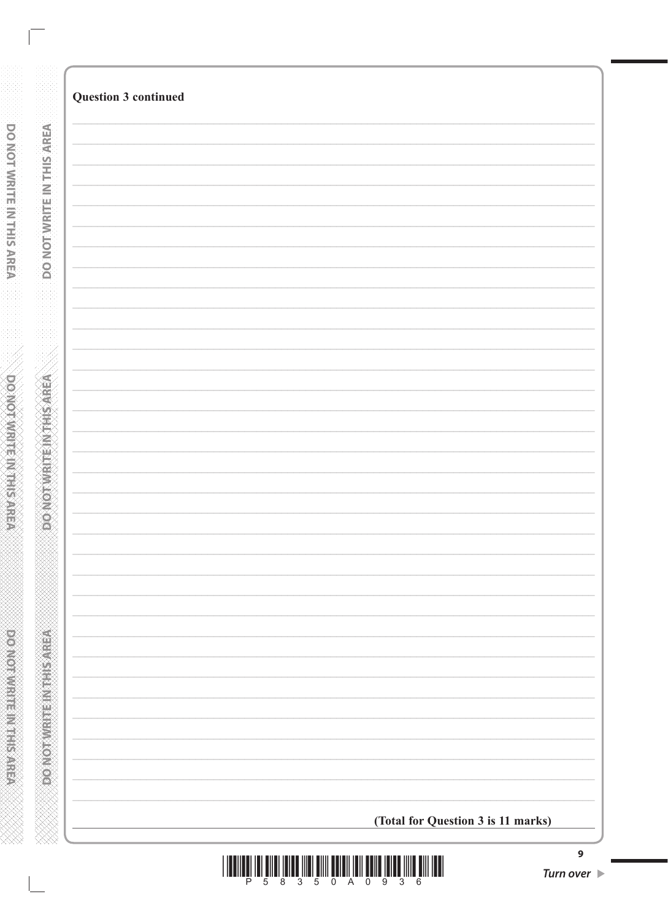**Question 3 continued**

**(Total for Question 3 is 11 marks)**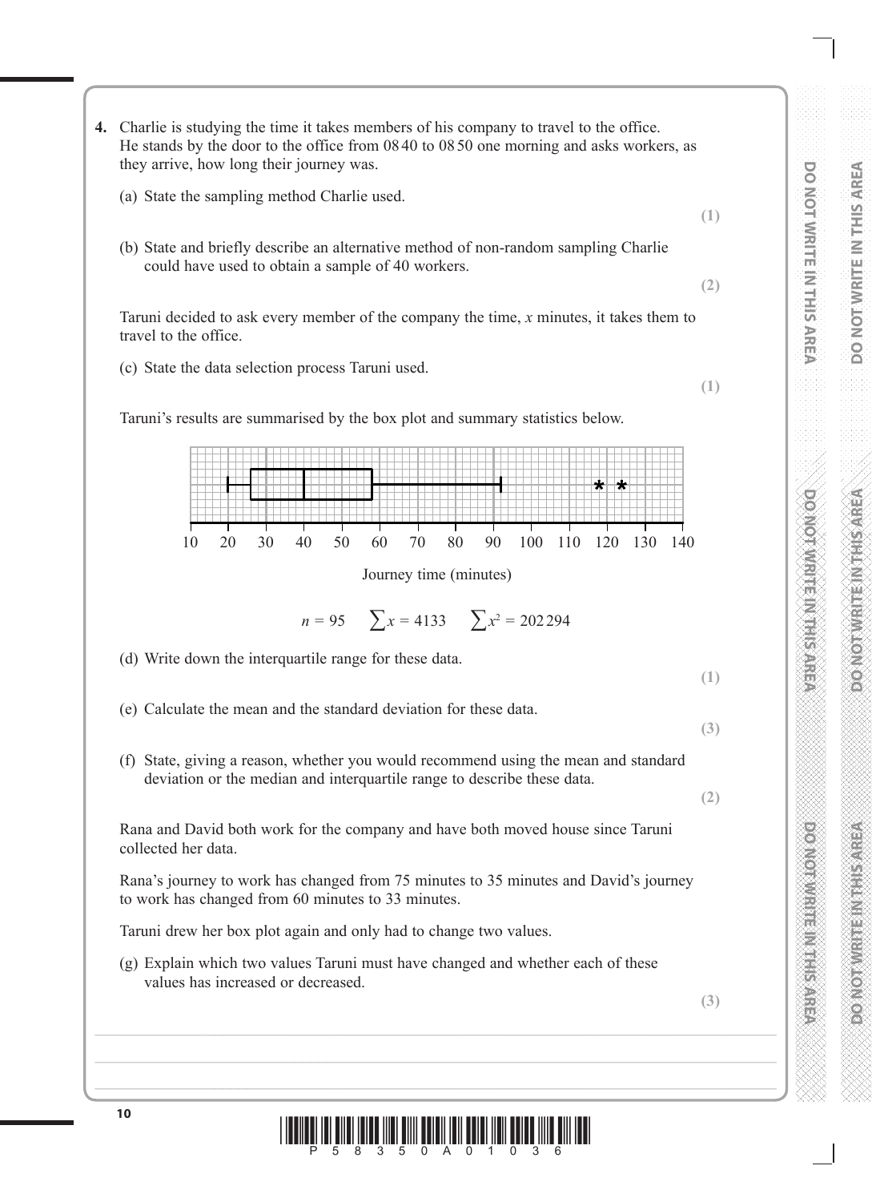**4.** Charlie is studying the time it takes members of his company to travel to the office. He stands by the door to the office from 08 40 to 08 50 one morning and asks workers, as they arrive, how long their journey was.

(a) State the sampling method Charlie used.
**(1)**

(b) State and briefly describe an alternative method of non-random sampling Charlie could have used to obtain a sample of 40 workers.
**(2)**

Taruni decided to ask every member of the company the time, $x$ minutes, it takes them to travel to the office.

(c) State the data selection process Taruni used.
**(1)**

Taruni's results are summarised by the box plot and summary statistics below.

Journey time (minutes)

$$n = 95 \qquad \sum x = 4133 \qquad \sum x^2 = 202\,294$$

(d) Write down the interquartile range for these data.
**(1)**

(e) Calculate the mean and the standard deviation for these data.
**(3)**

(f) State, giving a reason, whether you would recommend using the mean and standard deviation or the median and interquartile range to describe these data.
**(2)**

Rana and David both work for the company and have both moved house since Taruni collected her data.

Rana's journey to work has changed from 75 minutes to 35 minutes and David's journey to work has changed from 60 minutes to 33 minutes.

Taruni drew her box plot again and only had to change two values.

(g) Explain which two values Taruni must have changed and whether each of these values has increased or decreased.
**(3)**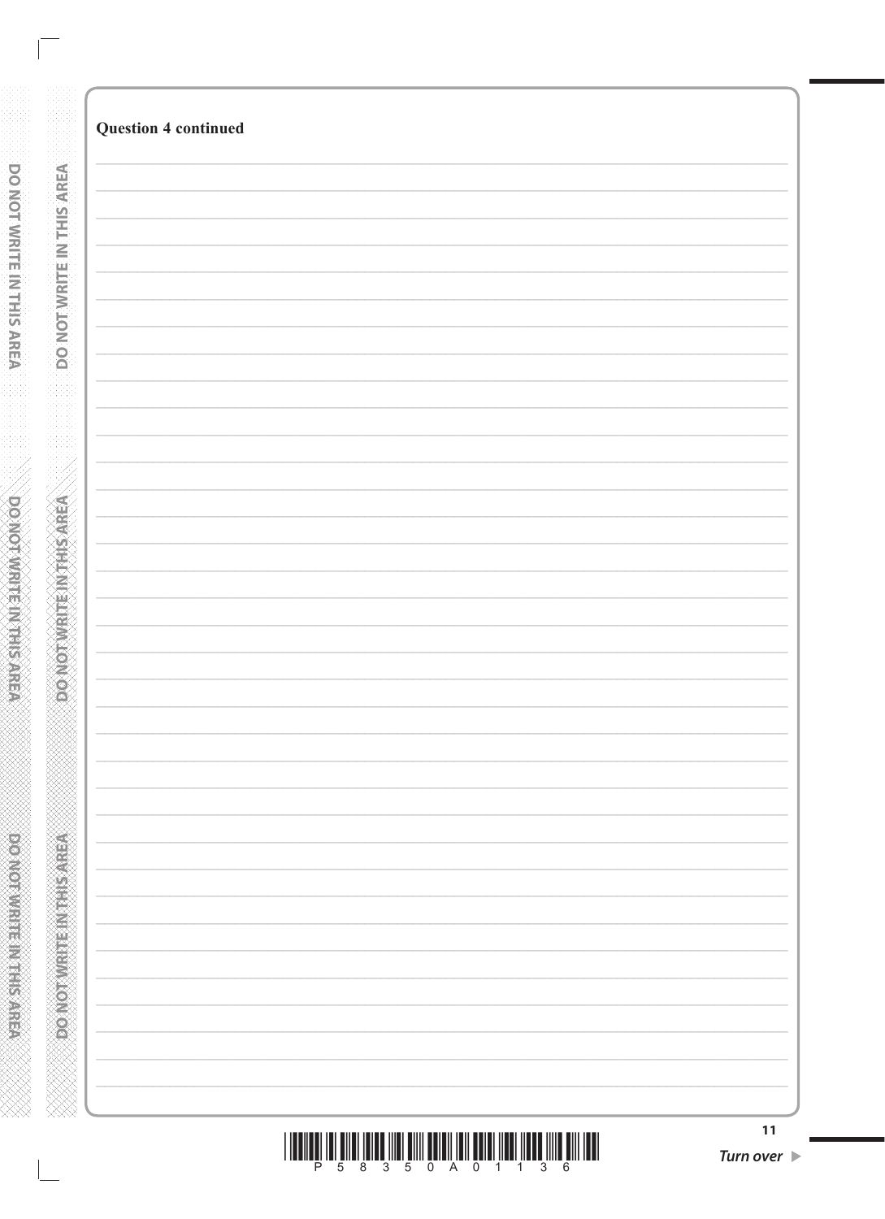**Question 4 continued**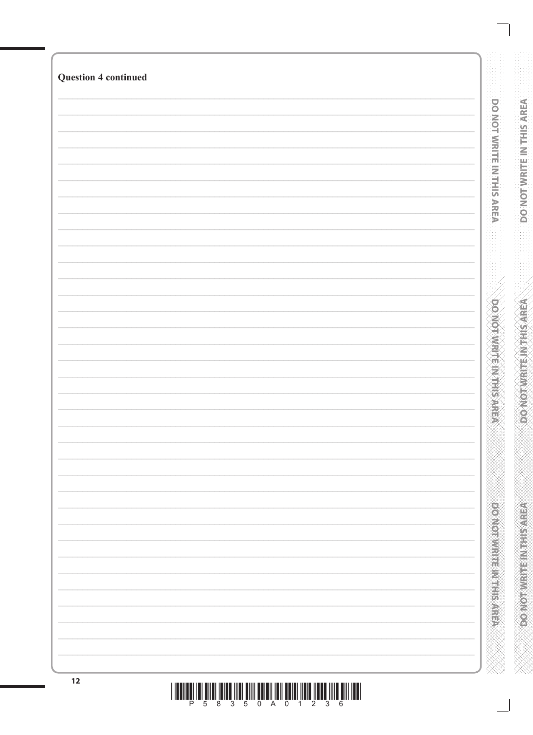**Question 4 continued**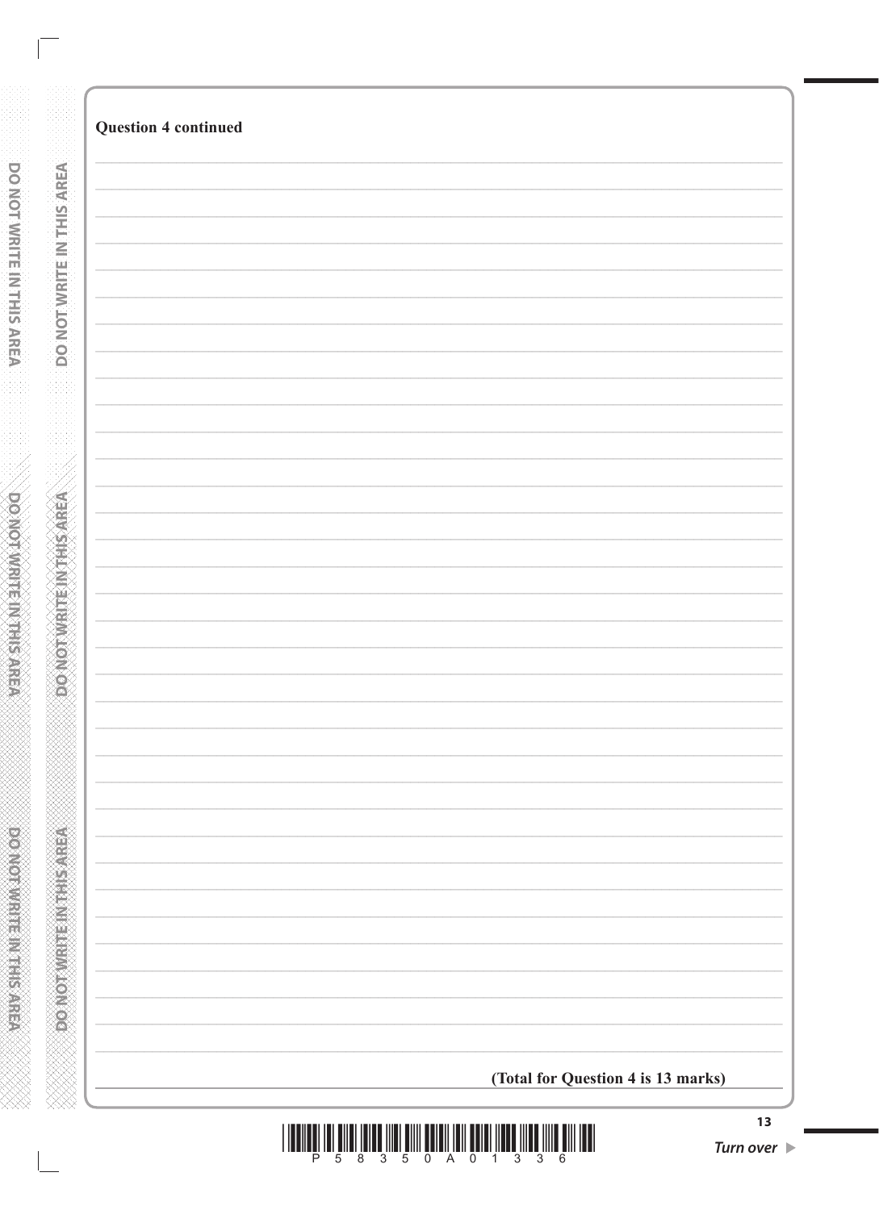**Question 4 continued**

**(Total for Question 4 is 13 marks)**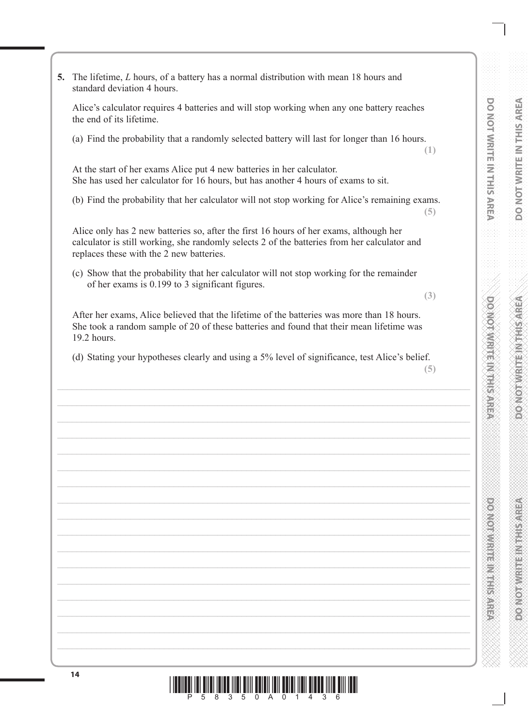**5.** The lifetime, $L$ hours, of a battery has a normal distribution with mean 18 hours and standard deviation 4 hours.

Alice's calculator requires 4 batteries and will stop working when any one battery reaches the end of its lifetime.

(a) Find the probability that a randomly selected battery will last for longer than 16 hours. **(1)**

At the start of her exams Alice put 4 new batteries in her calculator.
She has used her calculator for 16 hours, but has another 4 hours of exams to sit.

(b) Find the probability that her calculator will not stop working for Alice's remaining exams. **(5)**

Alice only has 2 new batteries so, after the first 16 hours of her exams, although her calculator is still working, she randomly selects 2 of the batteries from her calculator and replaces these with the 2 new batteries.

(c) Show that the probability that her calculator will not stop working for the remainder of her exams is 0.199 to 3 significant figures. **(3)**

After her exams, Alice believed that the lifetime of the batteries was more than 18 hours. She took a random sample of 20 of these batteries and found that their mean lifetime was 19.2 hours.

(d) Stating your hypotheses clearly and using a 5% level of significance, test Alice's belief. **(5)**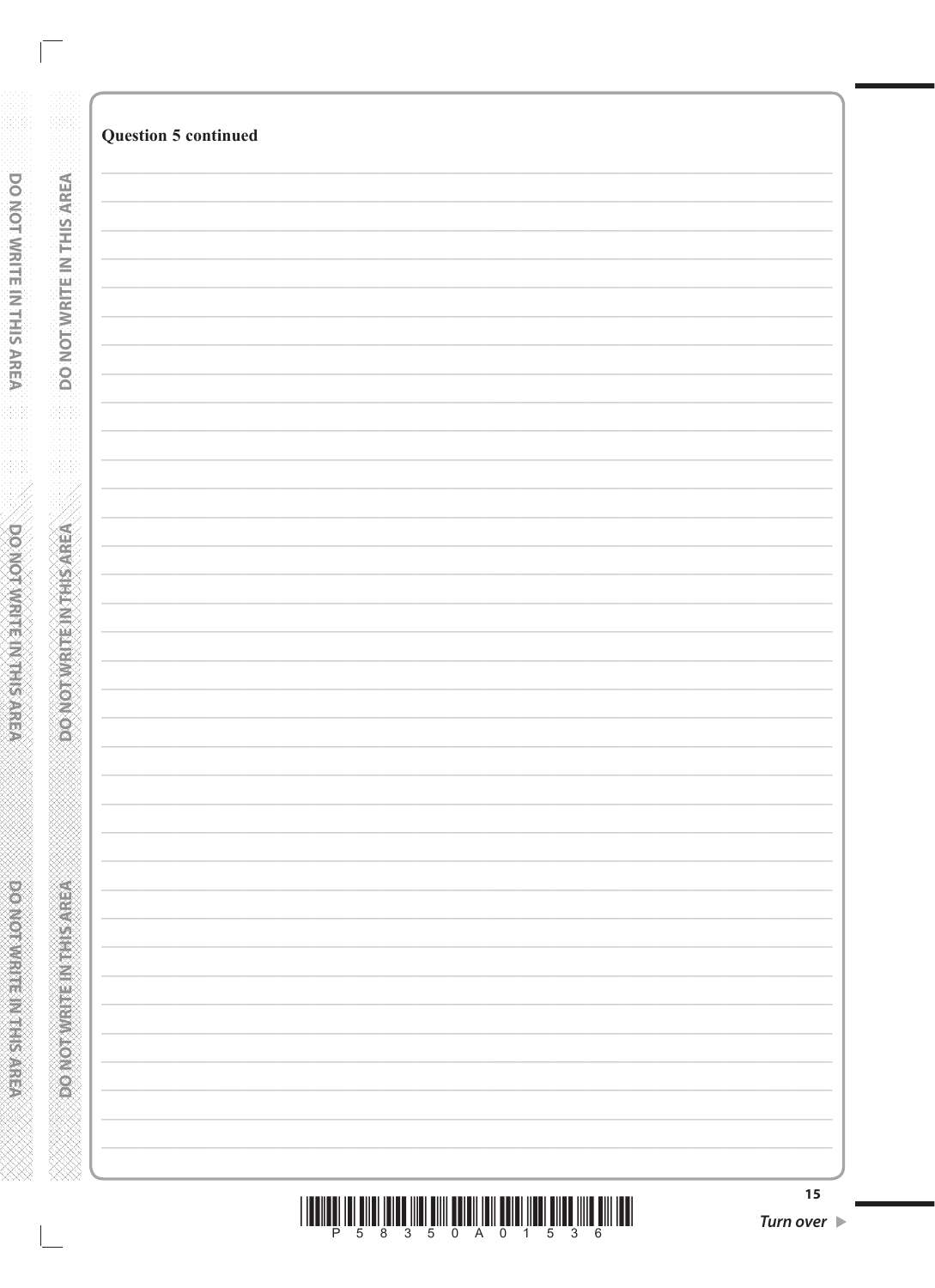**Question 5 continued**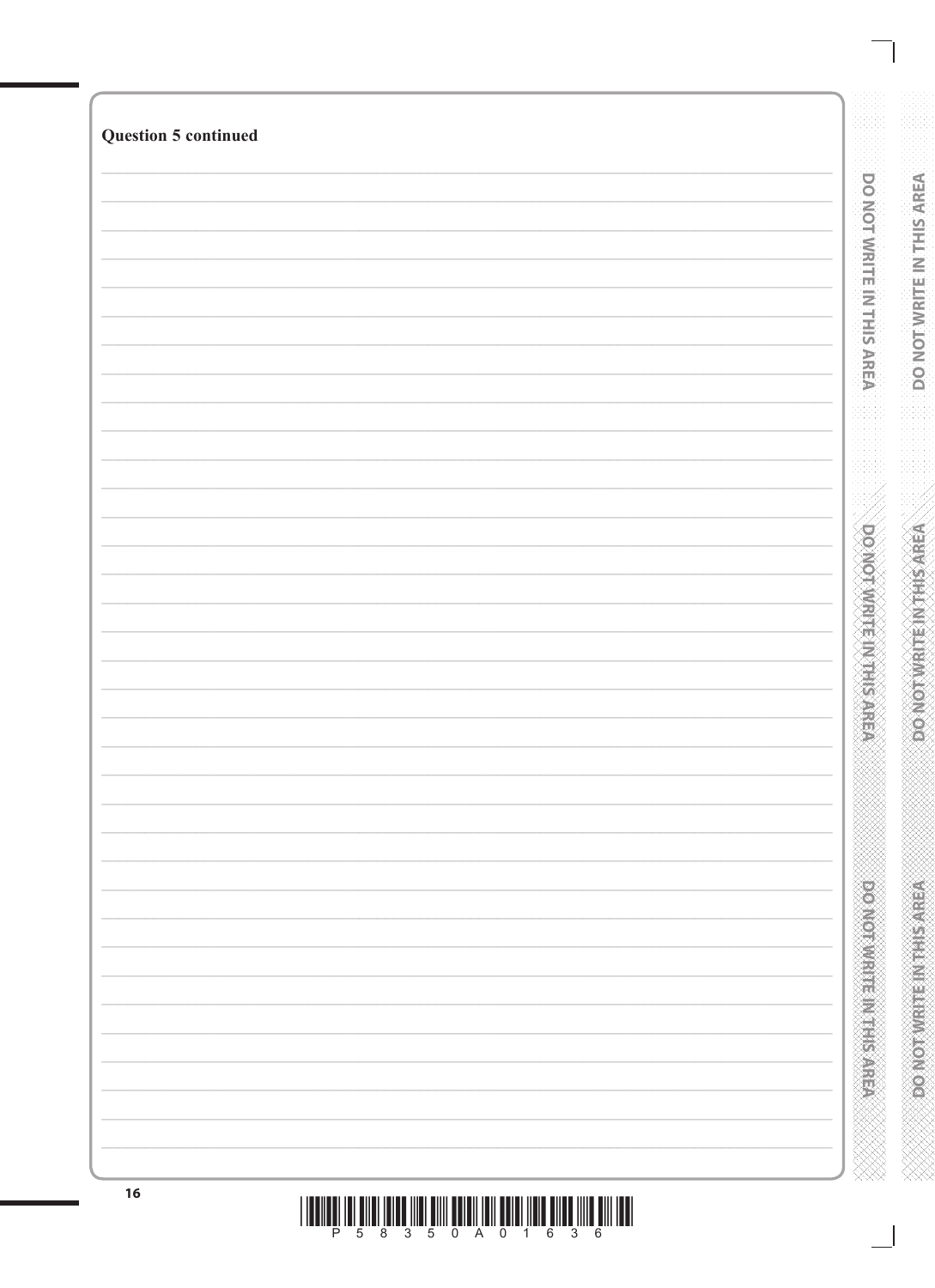**Question 5 continued**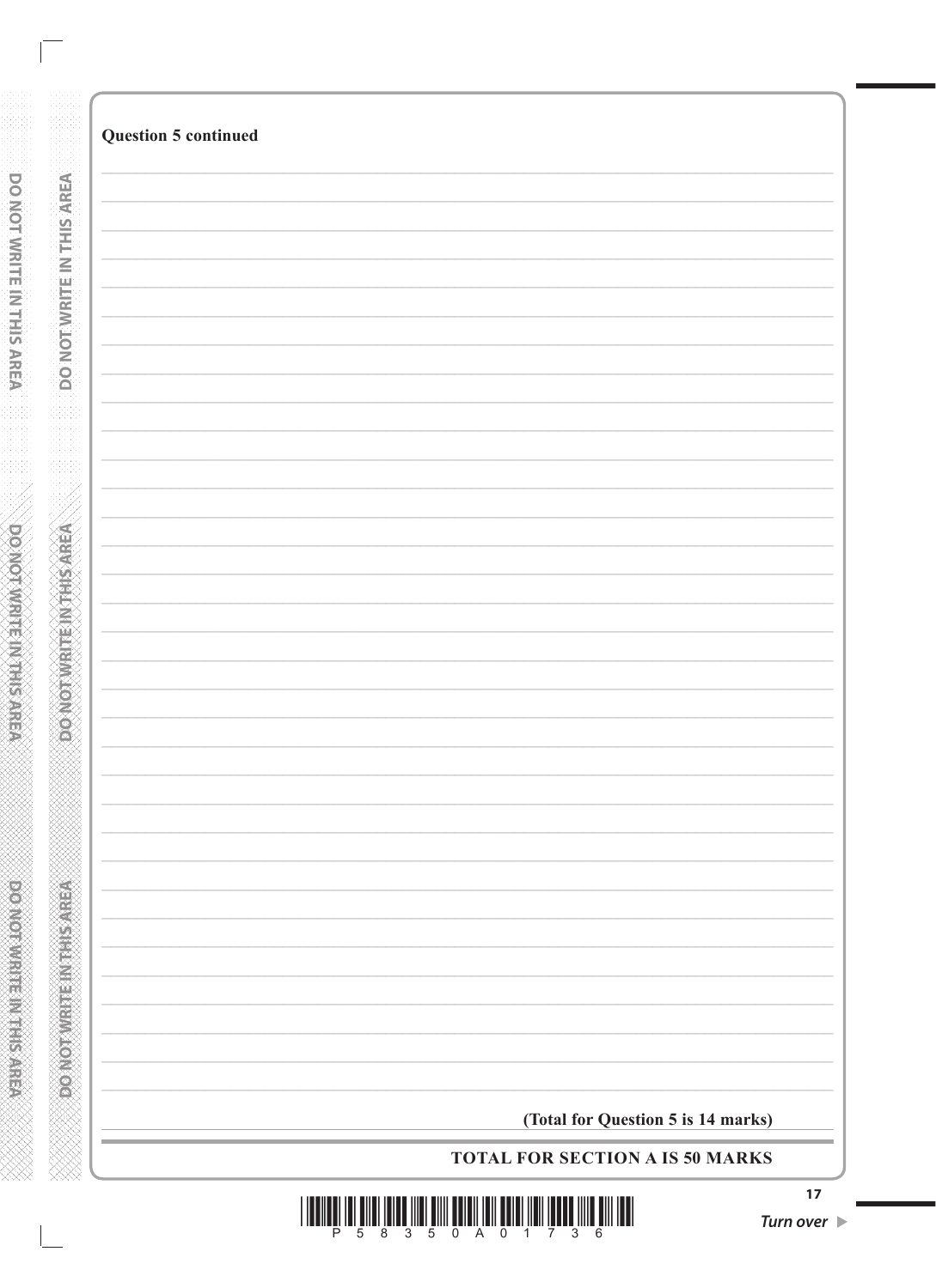**Question 5 continued**

**(Total for Question 5 is 14 marks)**

**TOTAL FOR SECTION A IS 50 MARKS**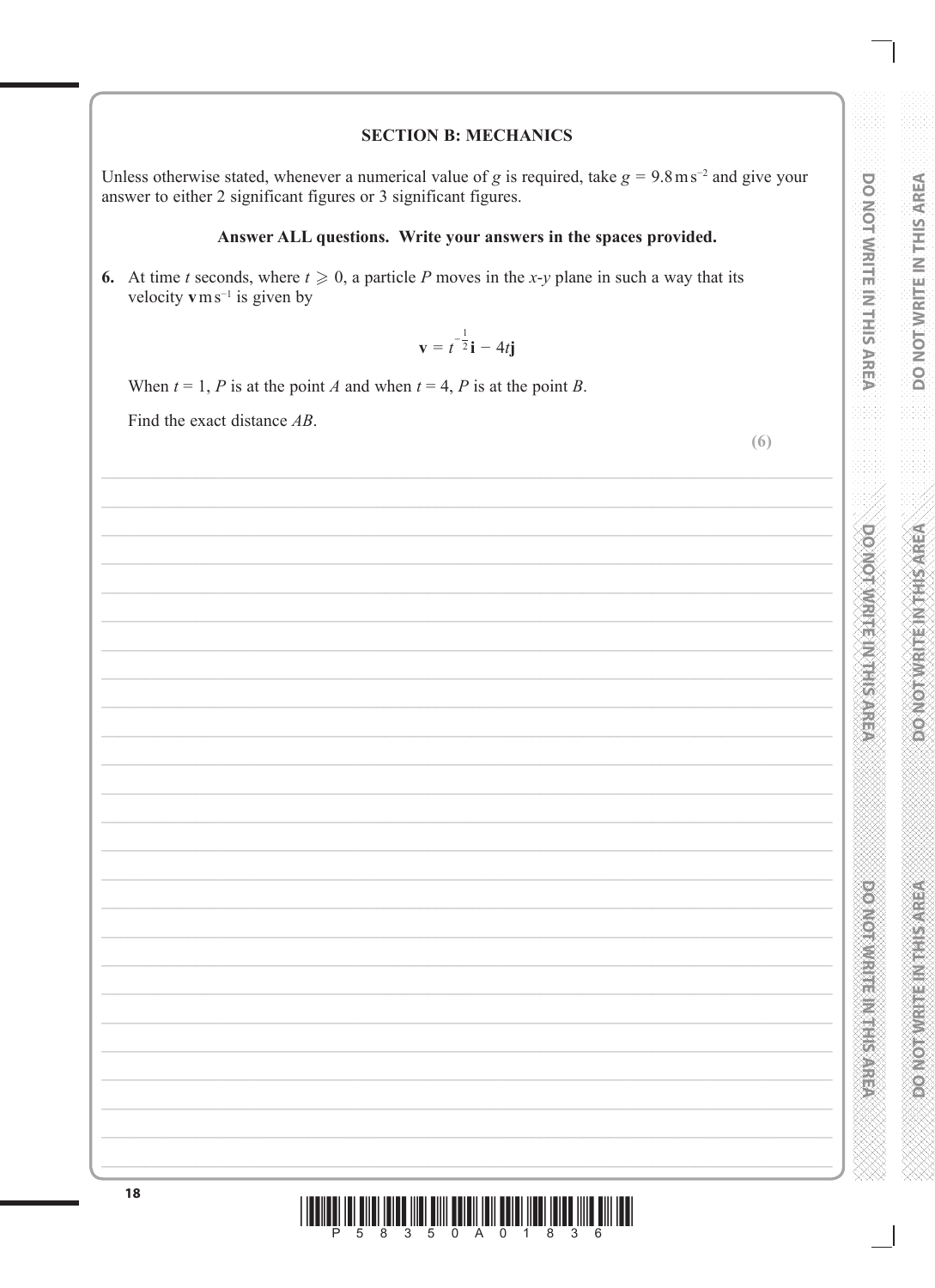## SECTION B: MECHANICS

Unless otherwise stated, whenever a numerical value of $g$ is required, take $g = 9.8\,\text{m}\,\text{s}^{-2}$ and give your answer to either 2 significant figures or 3 significant figures.

**Answer ALL questions. Write your answers in the spaces provided.**

**6.** At time $t$ seconds, where $t \geqslant 0$, a particle $P$ moves in the $x$-$y$ plane in such a way that its velocity $\mathbf{v}\,\text{m}\,\text{s}^{-1}$ is given by

$$\mathbf{v} = t^{-\frac{1}{2}}\mathbf{i} - 4t\mathbf{j}$$

When $t = 1$, $P$ is at the point $A$ and when $t = 4$, $P$ is at the point $B$.

Find the exact distance $AB$.

**(6)**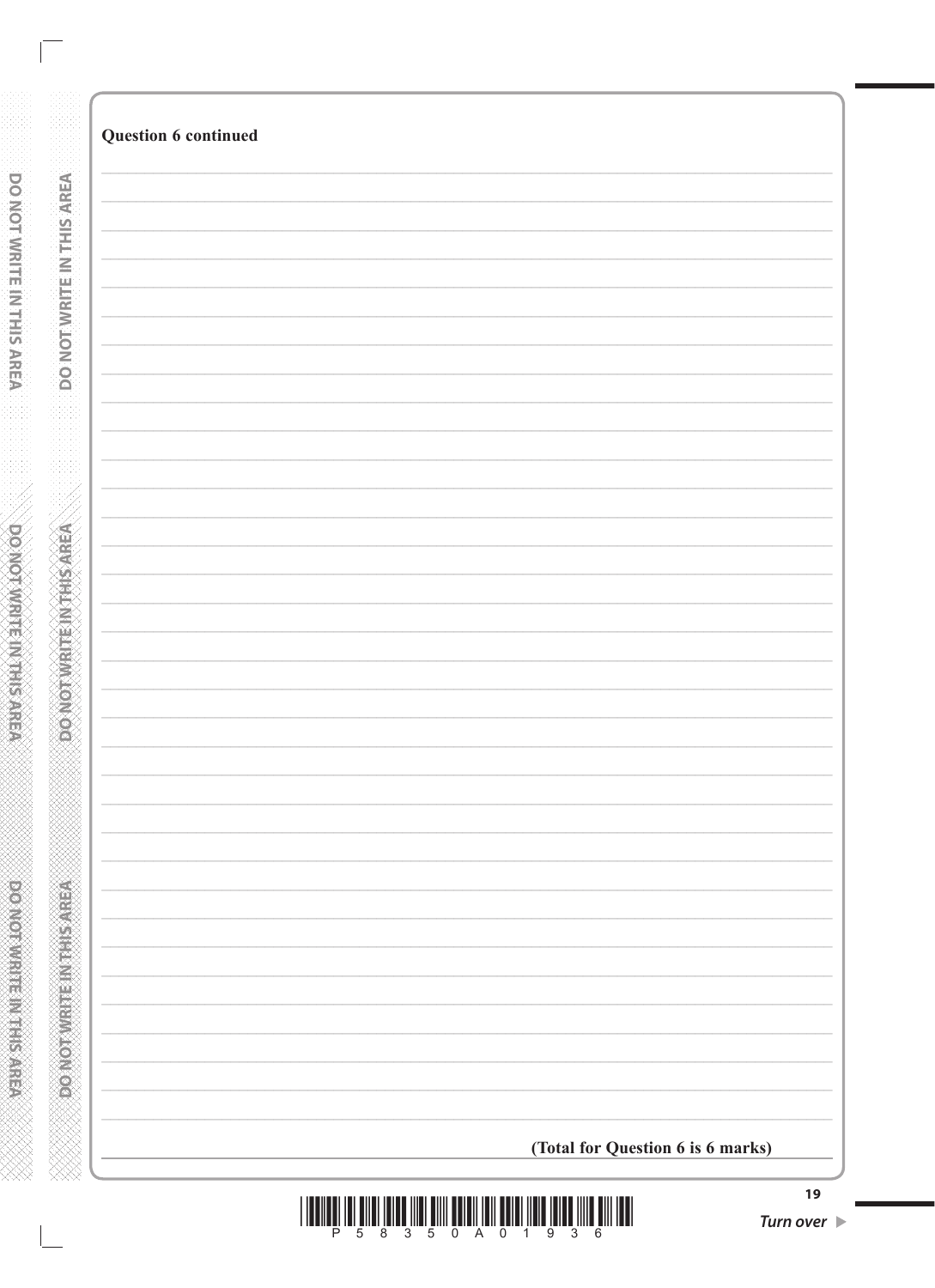**Question 6 continued**

**(Total for Question 6 is 6 marks)**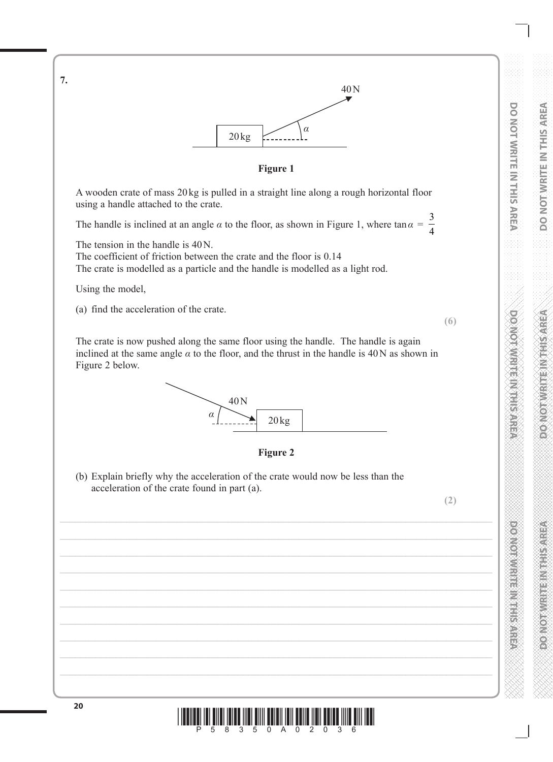**7.**

**Figure 1**

A wooden crate of mass 20 kg is pulled in a straight line along a rough horizontal floor using a handle attached to the crate.

The handle is inclined at an angle $\alpha$ to the floor, as shown in Figure 1, where $\tan\alpha = \frac{3}{4}$

The tension in the handle is 40 N.
The coefficient of friction between the crate and the floor is 0.14
The crate is modelled as a particle and the handle is modelled as a light rod.

Using the model,

(a) find the acceleration of the crate.

**(6)**

The crate is now pushed along the same floor using the handle. The handle is again inclined at the same angle $\alpha$ to the floor, and the thrust in the handle is 40 N as shown in Figure 2 below.

**Figure 2**

(b) Explain briefly why the acceleration of the crate would now be less than the acceleration of the crate found in part (a).

**(2)**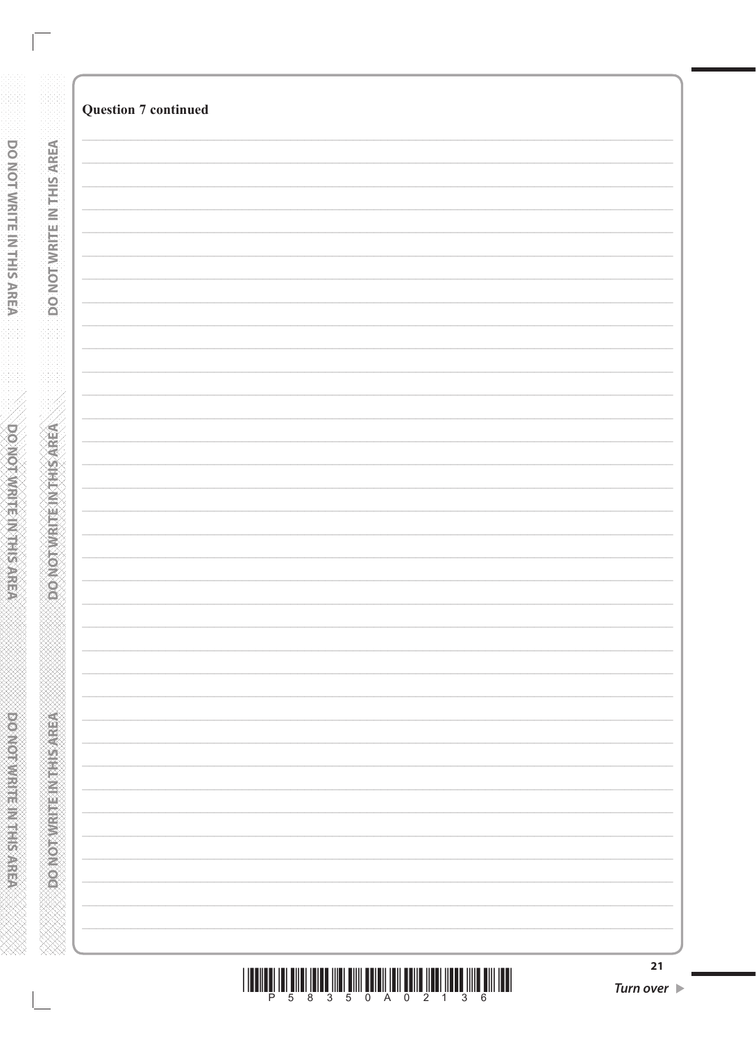**Question 7 continued**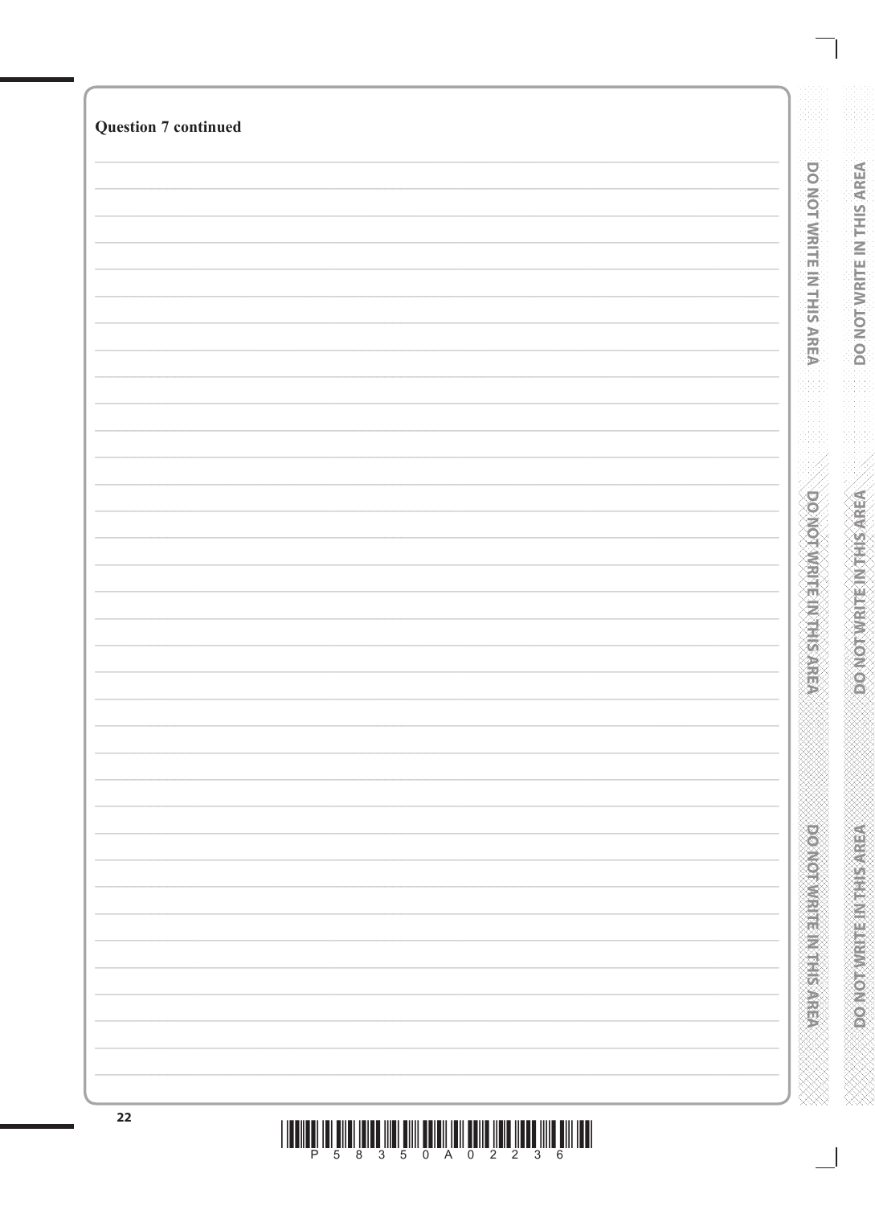**Question 7 continued**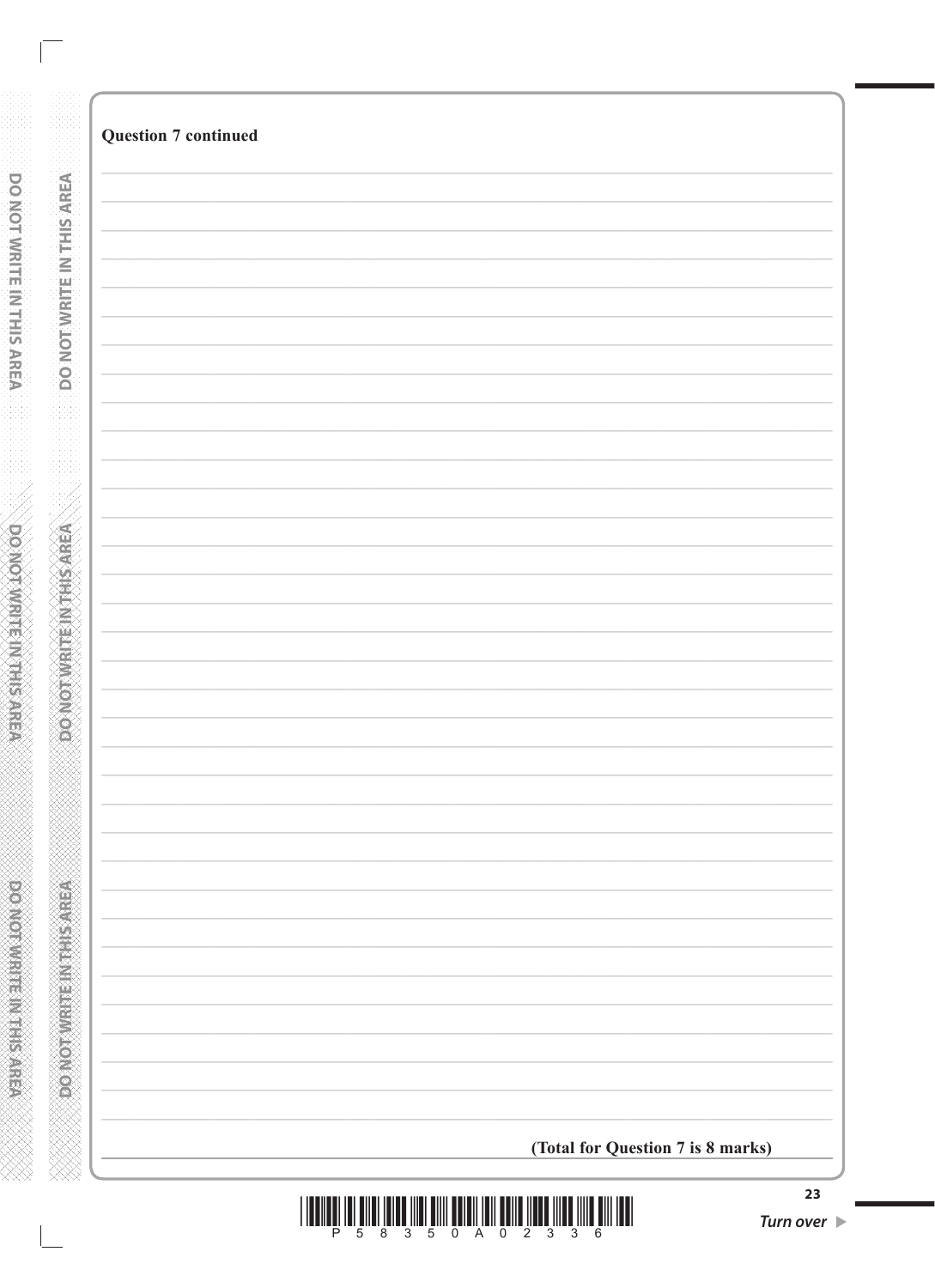**Question 7 continued**

**(Total for Question 7 is 8 marks)**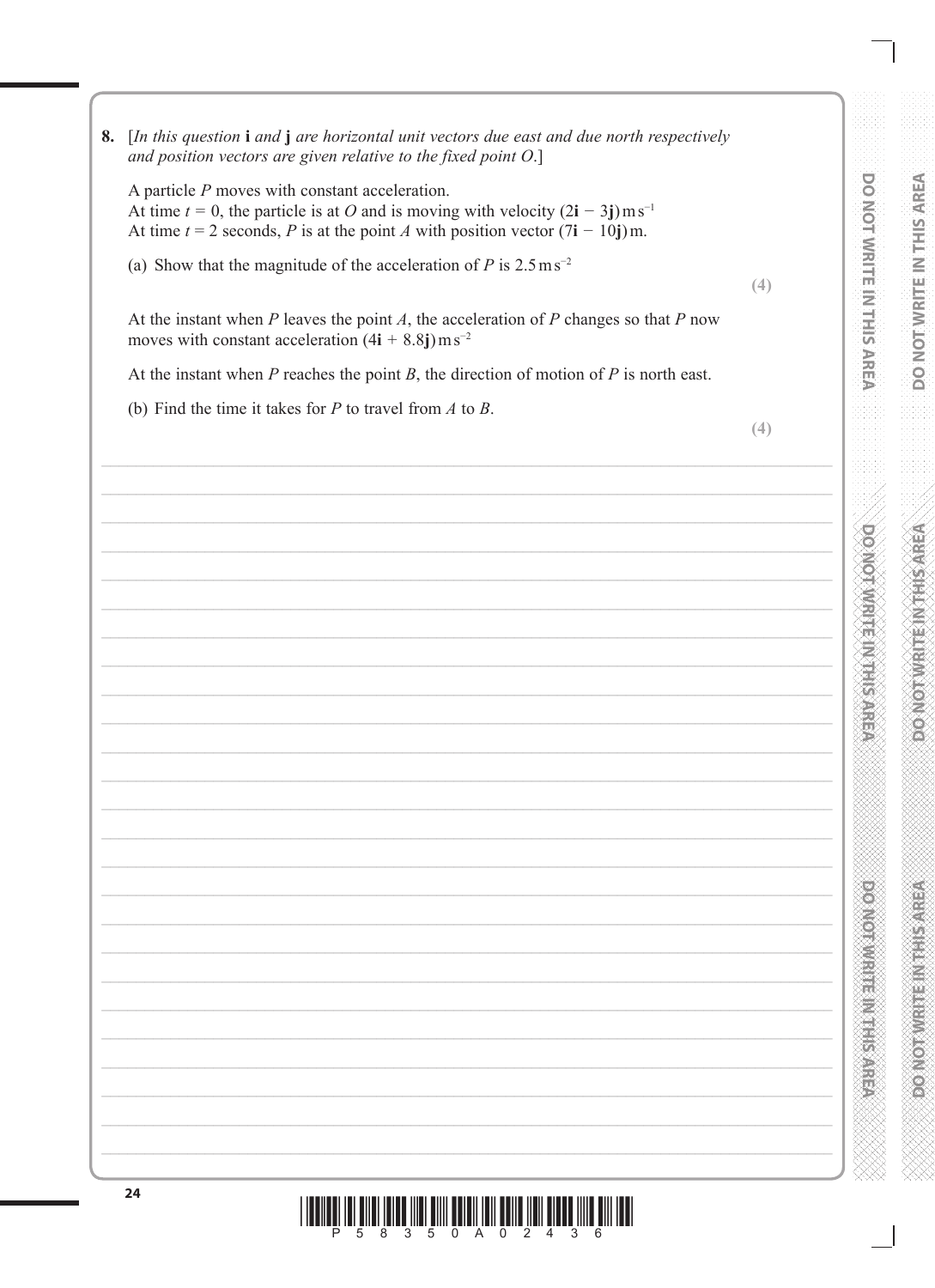**8.** [*In this question* **i** *and* **j** *are horizontal unit vectors due east and due north respectively and position vectors are given relative to the fixed point O.*]

A particle $P$ moves with constant acceleration.
At time $t = 0$, the particle is at $O$ and is moving with velocity $(2\mathbf{i} - 3\mathbf{j})\,\text{m}\,\text{s}^{-1}$
At time $t = 2$ seconds, $P$ is at the point $A$ with position vector $(7\mathbf{i} - 10\mathbf{j})\,\text{m}$.

(a) Show that the magnitude of the acceleration of $P$ is $2.5\,\text{m}\,\text{s}^{-2}$

**(4)**

At the instant when $P$ leaves the point $A$, the acceleration of $P$ changes so that $P$ now moves with constant acceleration $(4\mathbf{i} + 8.8\mathbf{j})\,\text{m}\,\text{s}^{-2}$

At the instant when $P$ reaches the point $B$, the direction of motion of $P$ is north east.

(b) Find the time it takes for $P$ to travel from $A$ to $B$.

**(4)**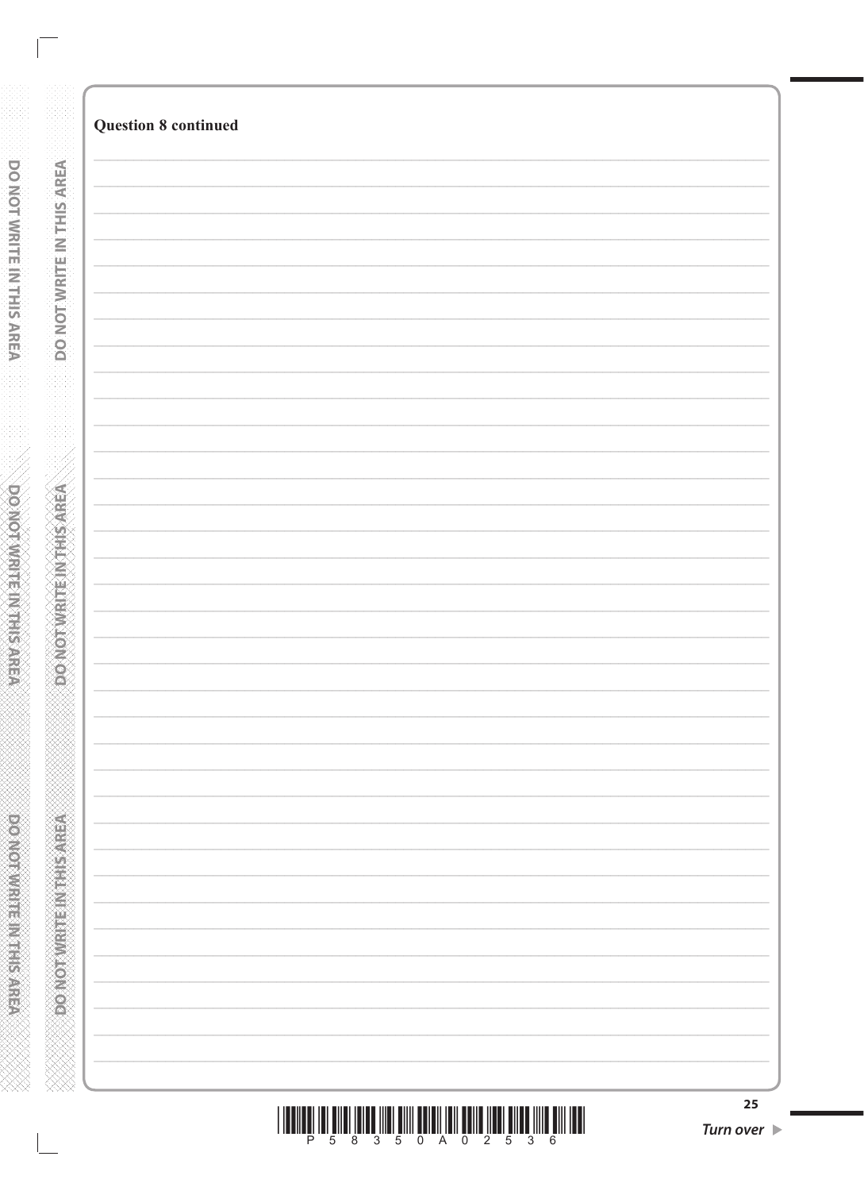**Question 8 continued**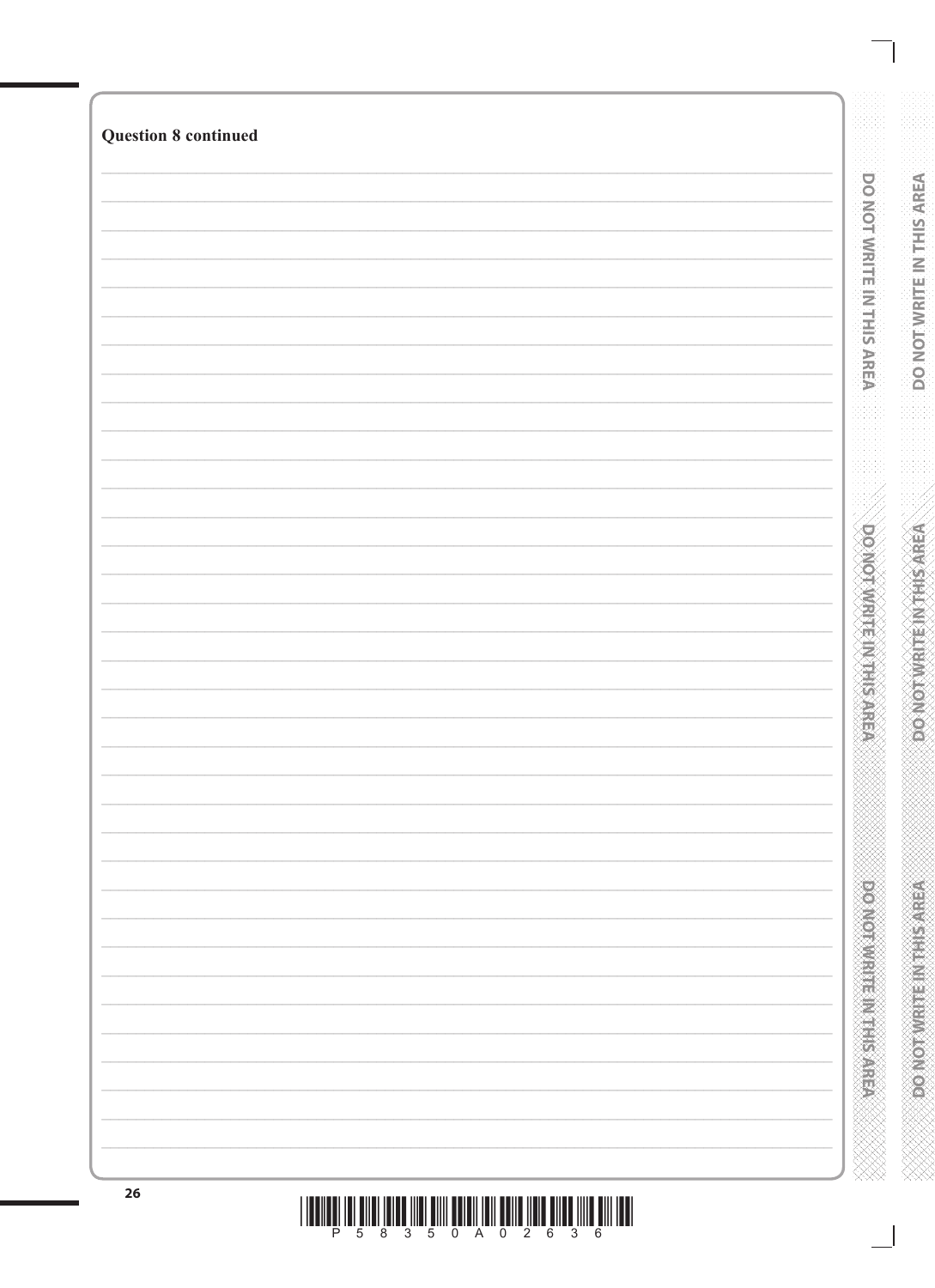**Question 8 continued**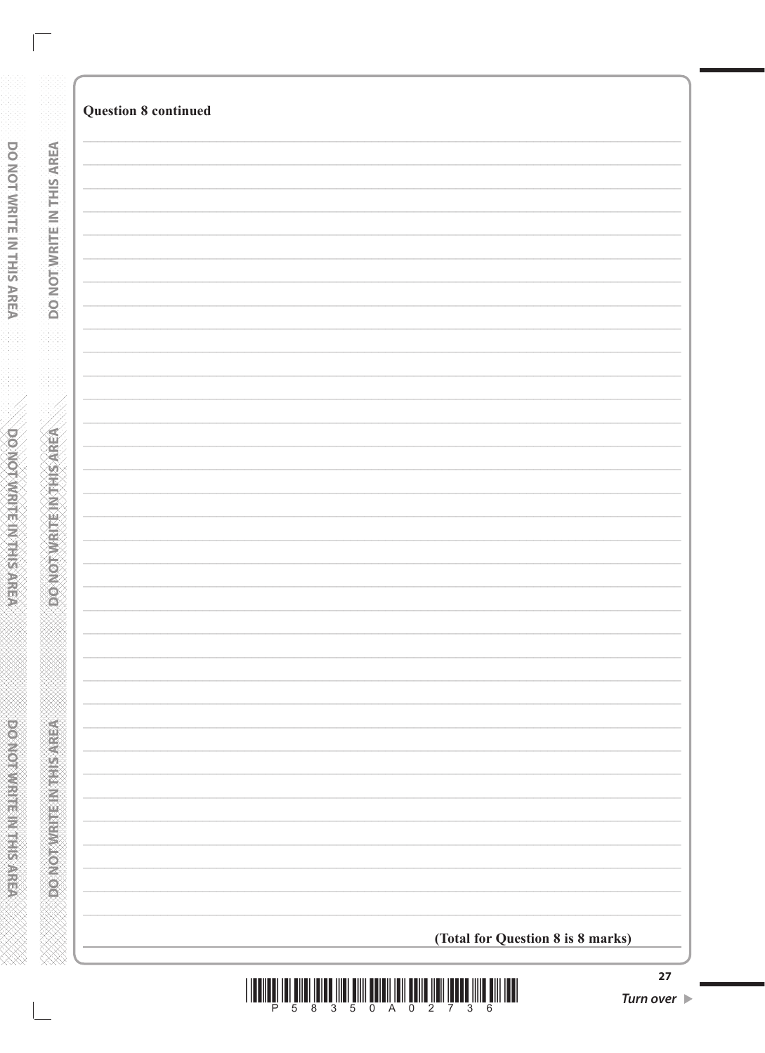**Question 8 continued**

**(Total for Question 8 is 8 marks)**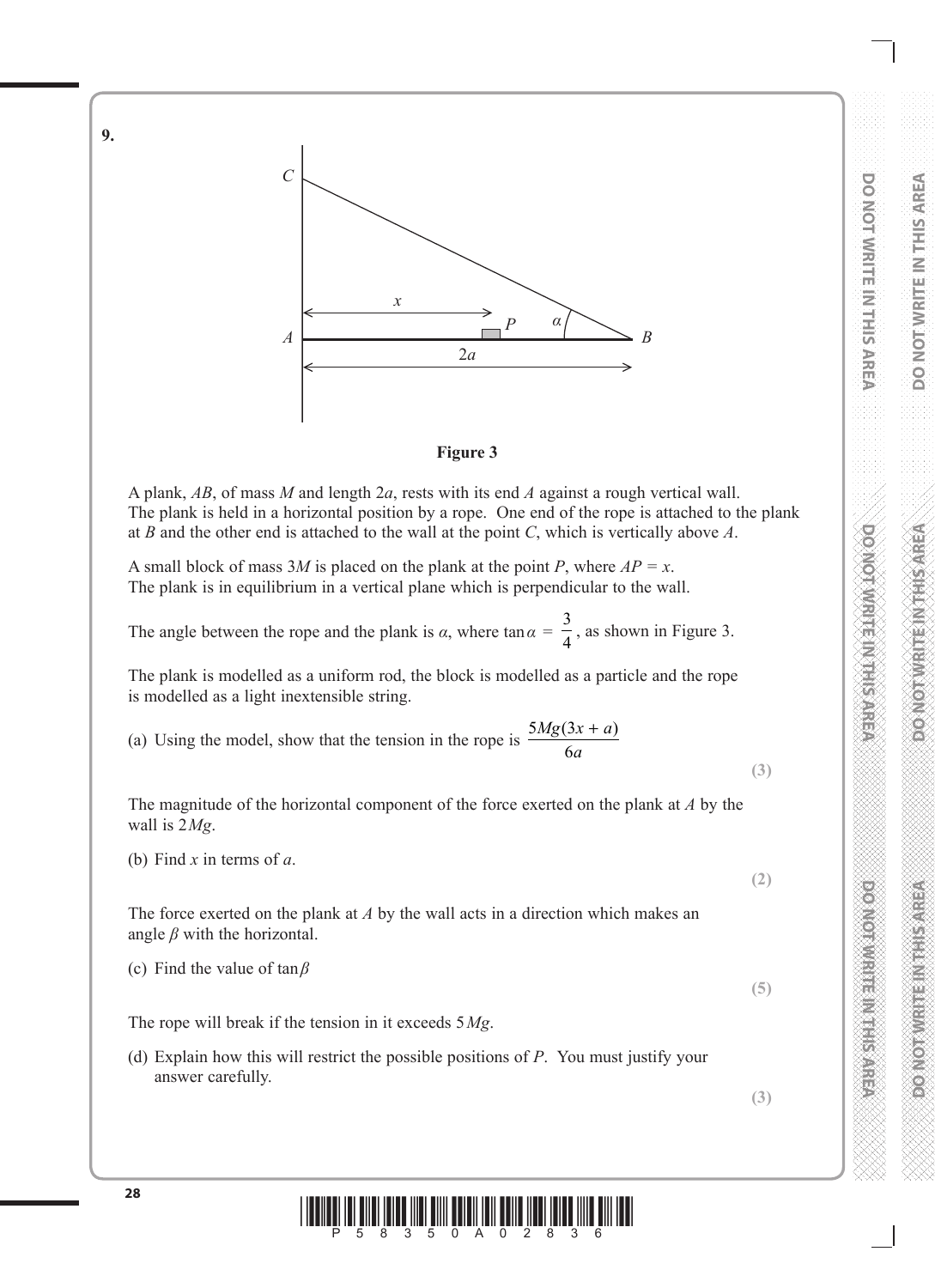**9.**

**Figure 3**

A plank, $AB$, of mass $M$ and length $2a$, rests with its end $A$ against a rough vertical wall. The plank is held in a horizontal position by a rope. One end of the rope is attached to the plank at $B$ and the other end is attached to the wall at the point $C$, which is vertically above $A$.

A small block of mass $3M$ is placed on the plank at the point $P$, where $AP = x$. The plank is in equilibrium in a vertical plane which is perpendicular to the wall.

The angle between the rope and the plank is $\alpha$, where $\tan\alpha = \dfrac{3}{4}$, as shown in Figure 3.

The plank is modelled as a uniform rod, the block is modelled as a particle and the rope is modelled as a light inextensible string.

(a) Using the model, show that the tension in the rope is $\dfrac{5Mg(3x + a)}{6a}$

**(3)**

The magnitude of the horizontal component of the force exerted on the plank at $A$ by the wall is $2Mg$.

(b) Find $x$ in terms of $a$.

**(2)**

The force exerted on the plank at $A$ by the wall acts in a direction which makes an angle $\beta$ with the horizontal.

(c) Find the value of $\tan\beta$

**(5)**

The rope will break if the tension in it exceeds $5Mg$.

(d) Explain how this will restrict the possible positions of $P$. You must justify your answer carefully.

**(3)**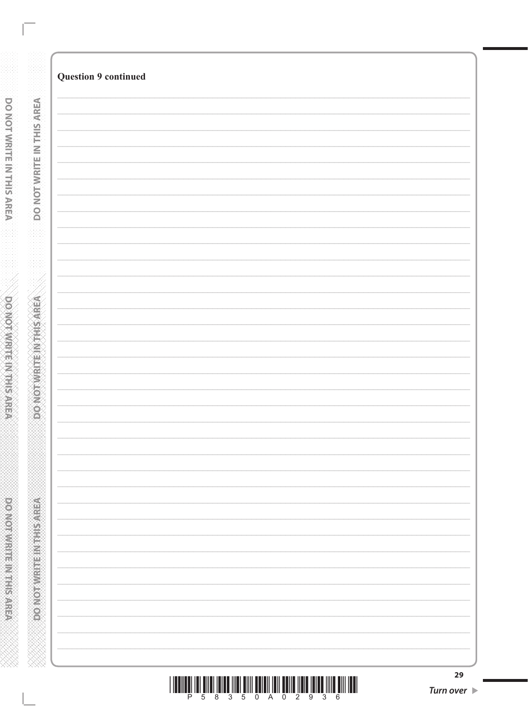**Question 9 continued**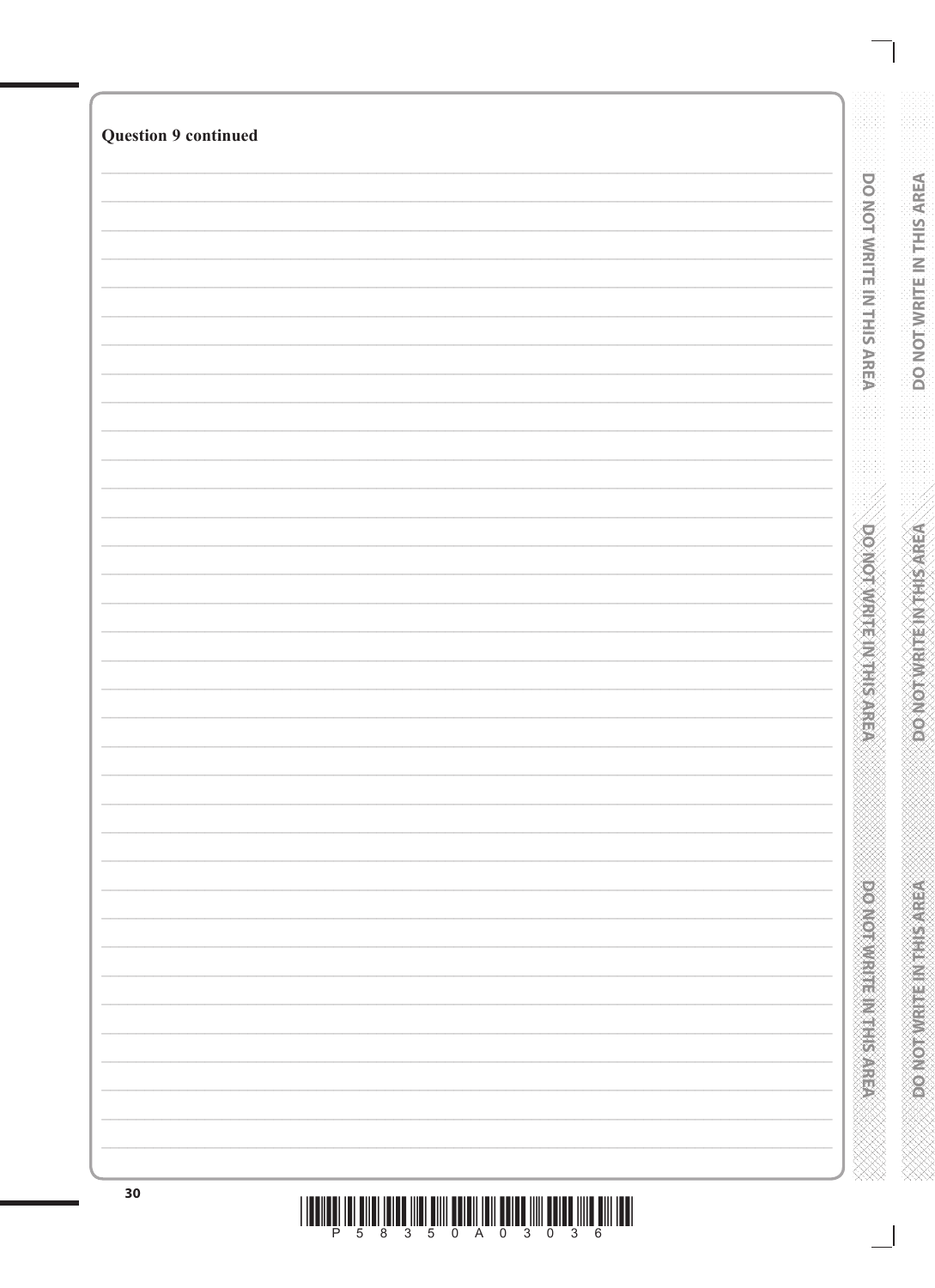**Question 9 continued**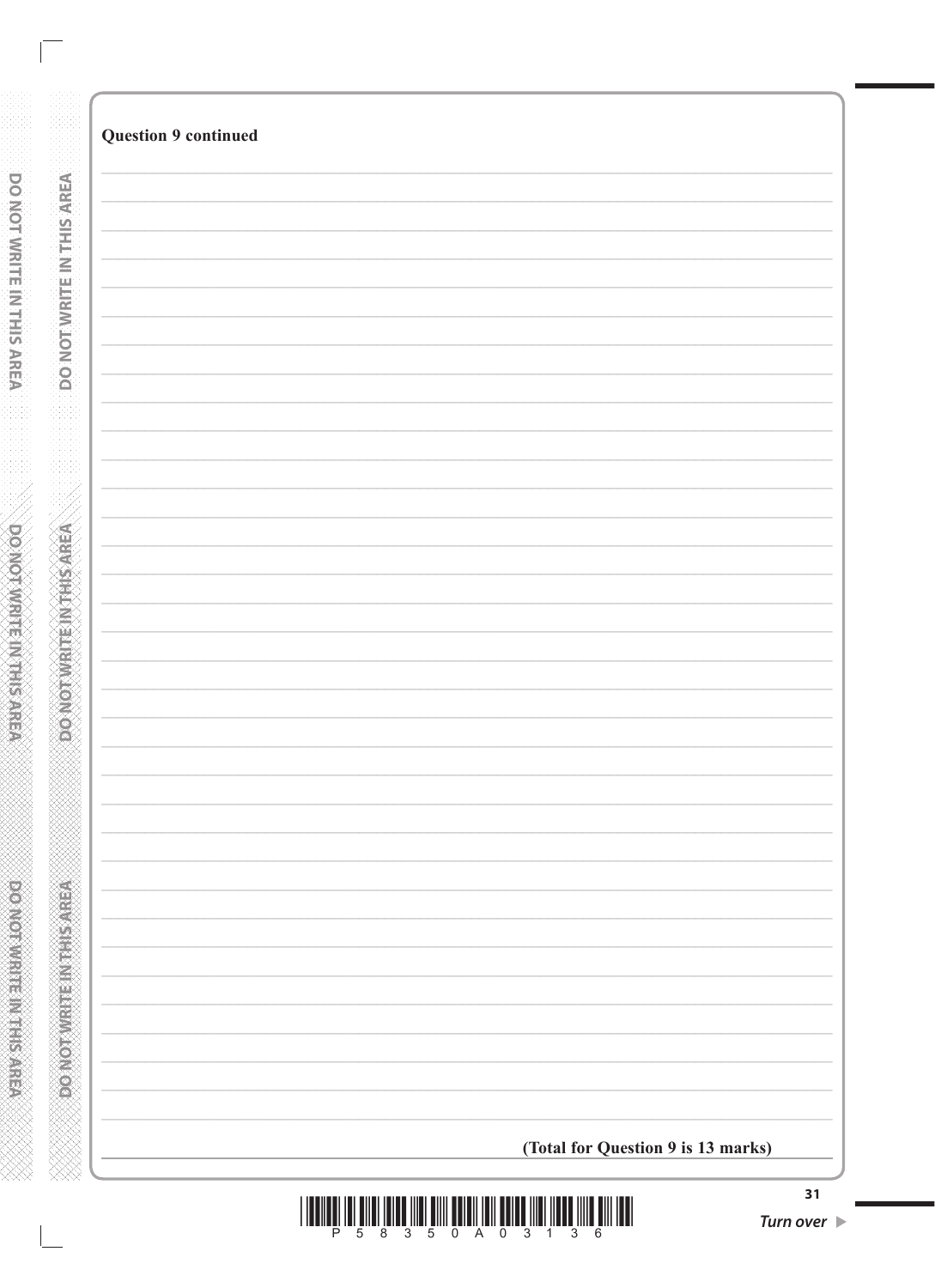**Question 9 continued**

**(Total for Question 9 is 13 marks)**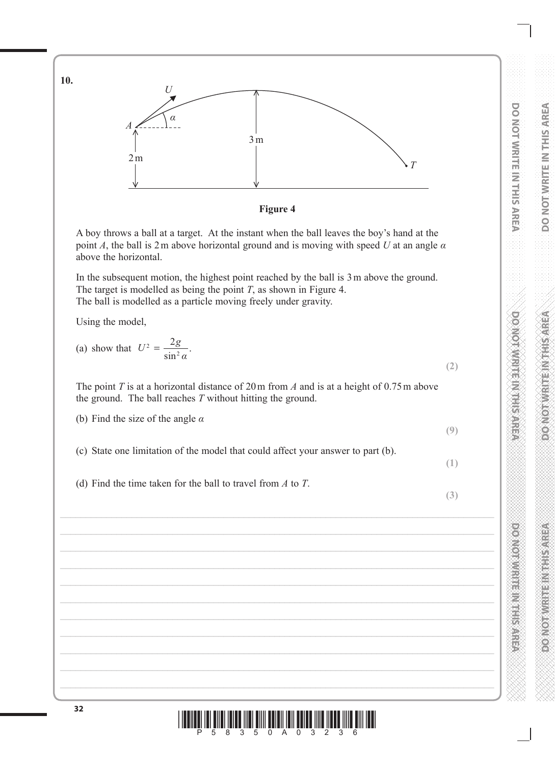**10.**

**Figure 4**

A boy throws a ball at a target. At the instant when the ball leaves the boy's hand at the point $A$, the ball is 2 m above horizontal ground and is moving with speed $U$ at an angle $\alpha$ above the horizontal.

In the subsequent motion, the highest point reached by the ball is 3 m above the ground. The target is modelled as being the point $T$, as shown in Figure 4.
The ball is modelled as a particle moving freely under gravity.

Using the model,

(a) show that $U^2 = \dfrac{2g}{\sin^2 \alpha}$.

**(2)**

The point $T$ is at a horizontal distance of 20 m from $A$ and is at a height of 0.75 m above the ground. The ball reaches $T$ without hitting the ground.

(b) Find the size of the angle $\alpha$

**(9)**

(c) State one limitation of the model that could affect your answer to part (b).

**(1)**

(d) Find the time taken for the ball to travel from $A$ to $T$.

**(3)**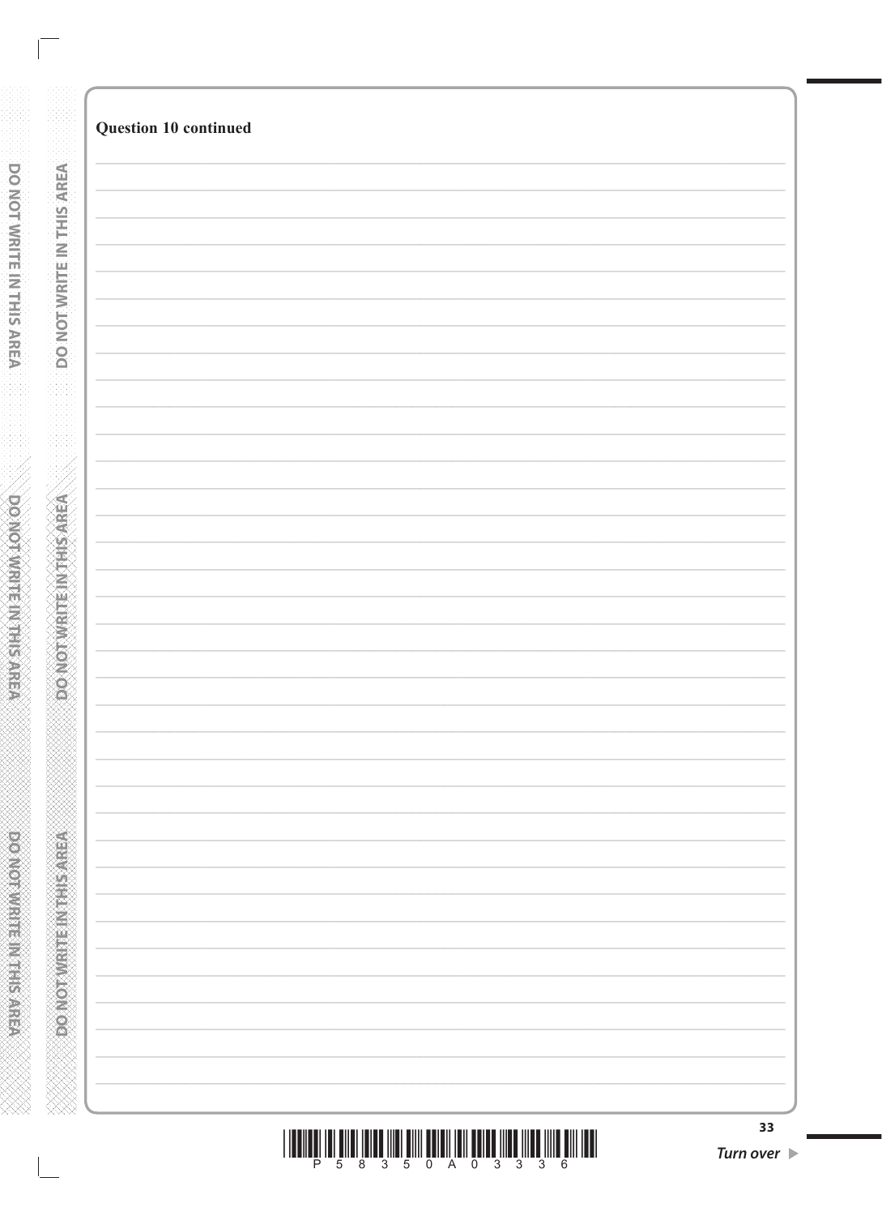**Question 10 continued**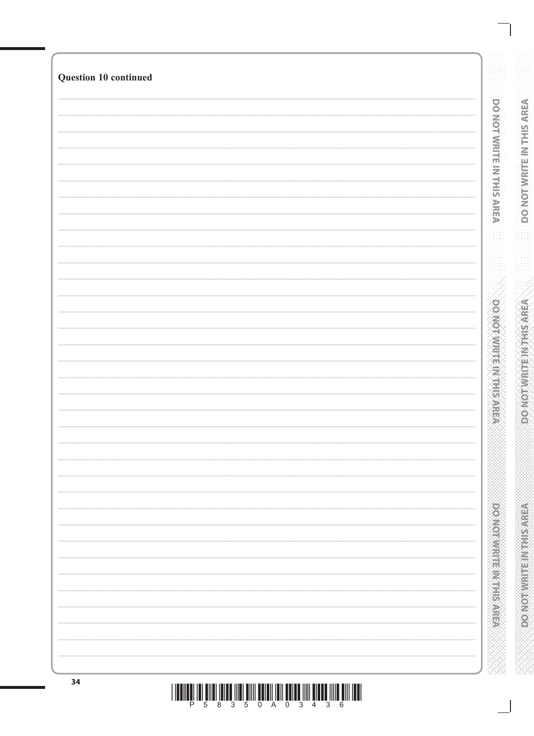**Question 10 continued**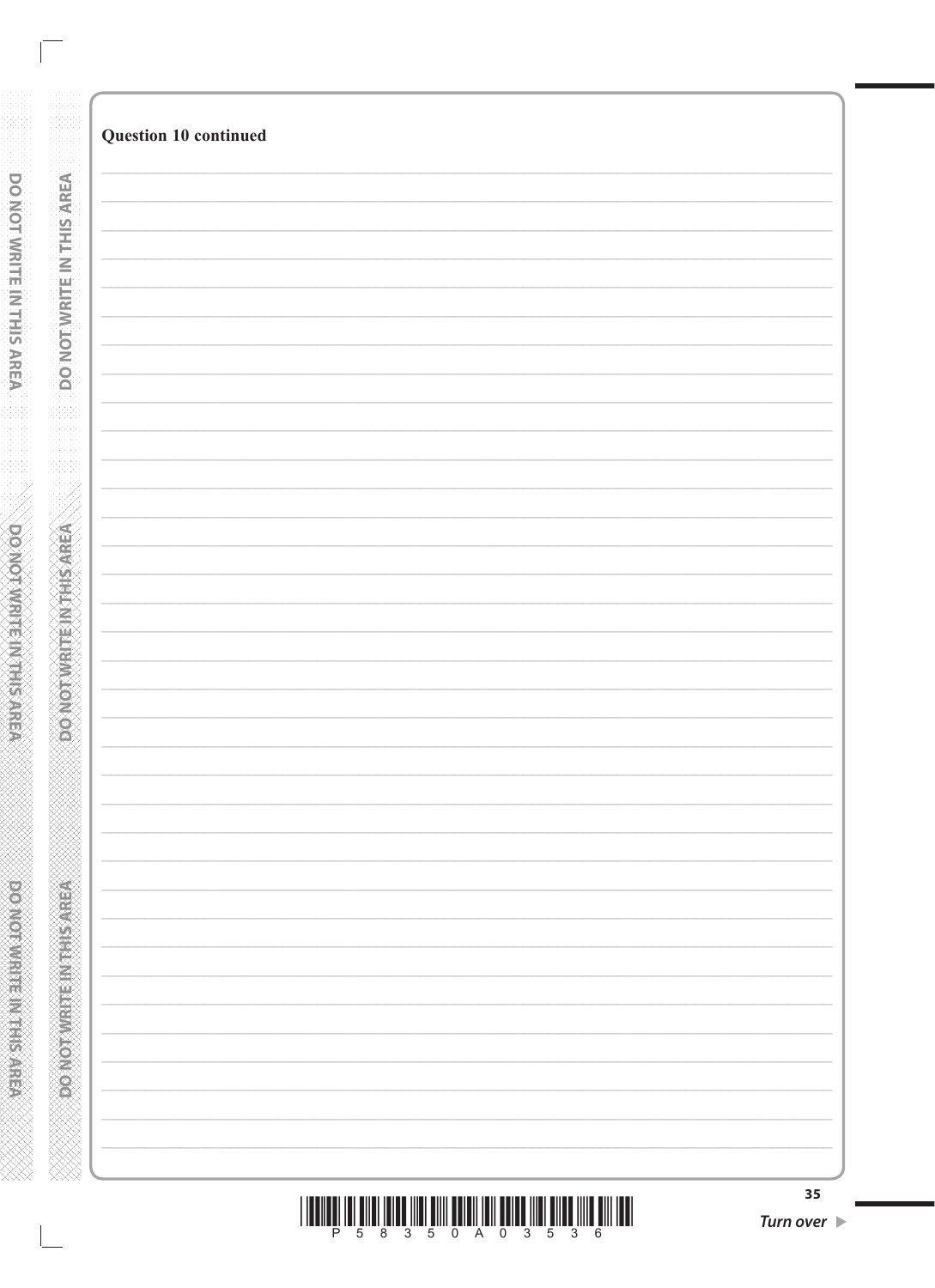**Question 10 continued**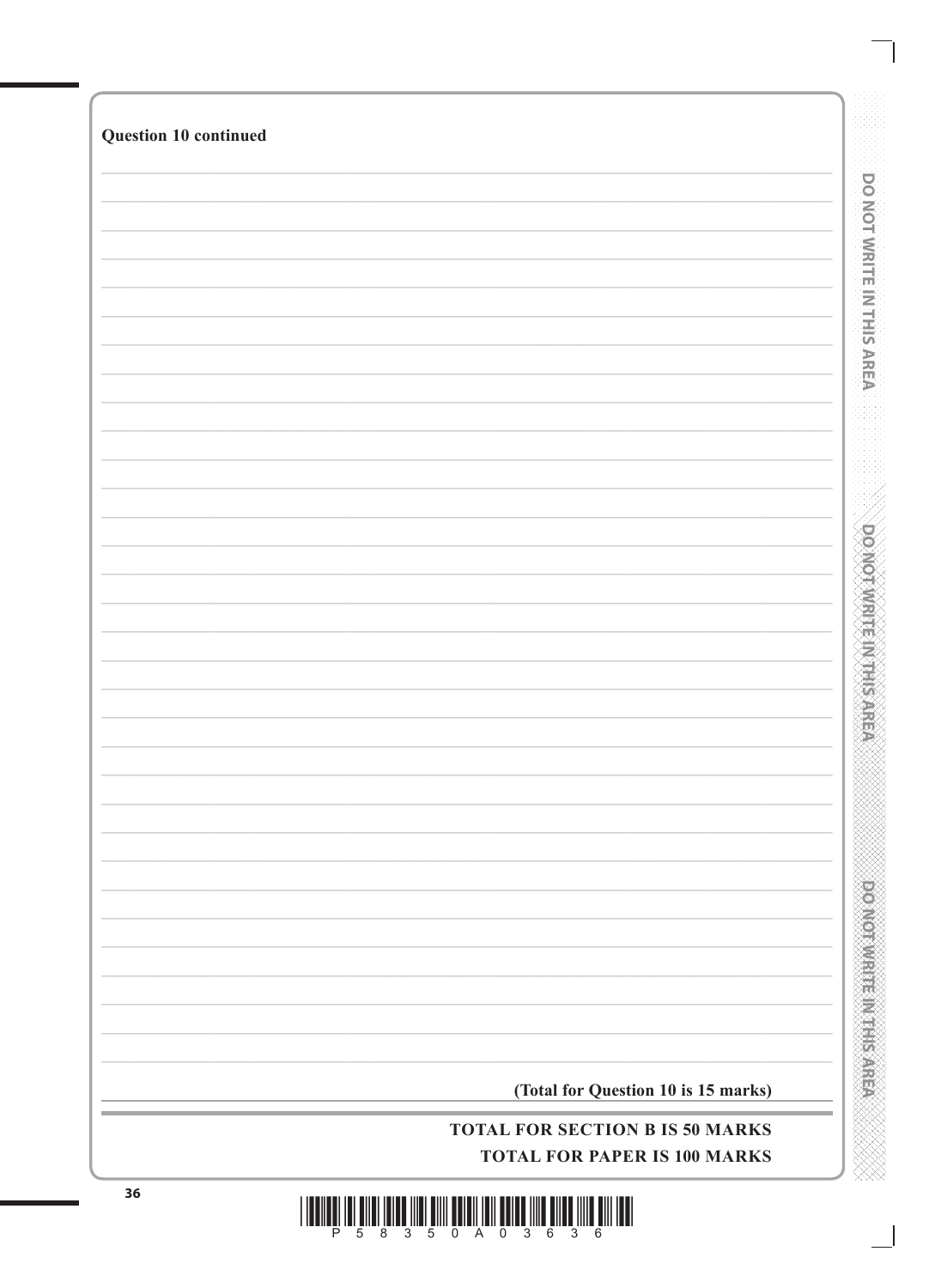**Question 10 continued**

**(Total for Question 10 is 15 marks)**

**TOTAL FOR SECTION B IS 50 MARKS**

**TOTAL FOR PAPER IS 100 MARKS**